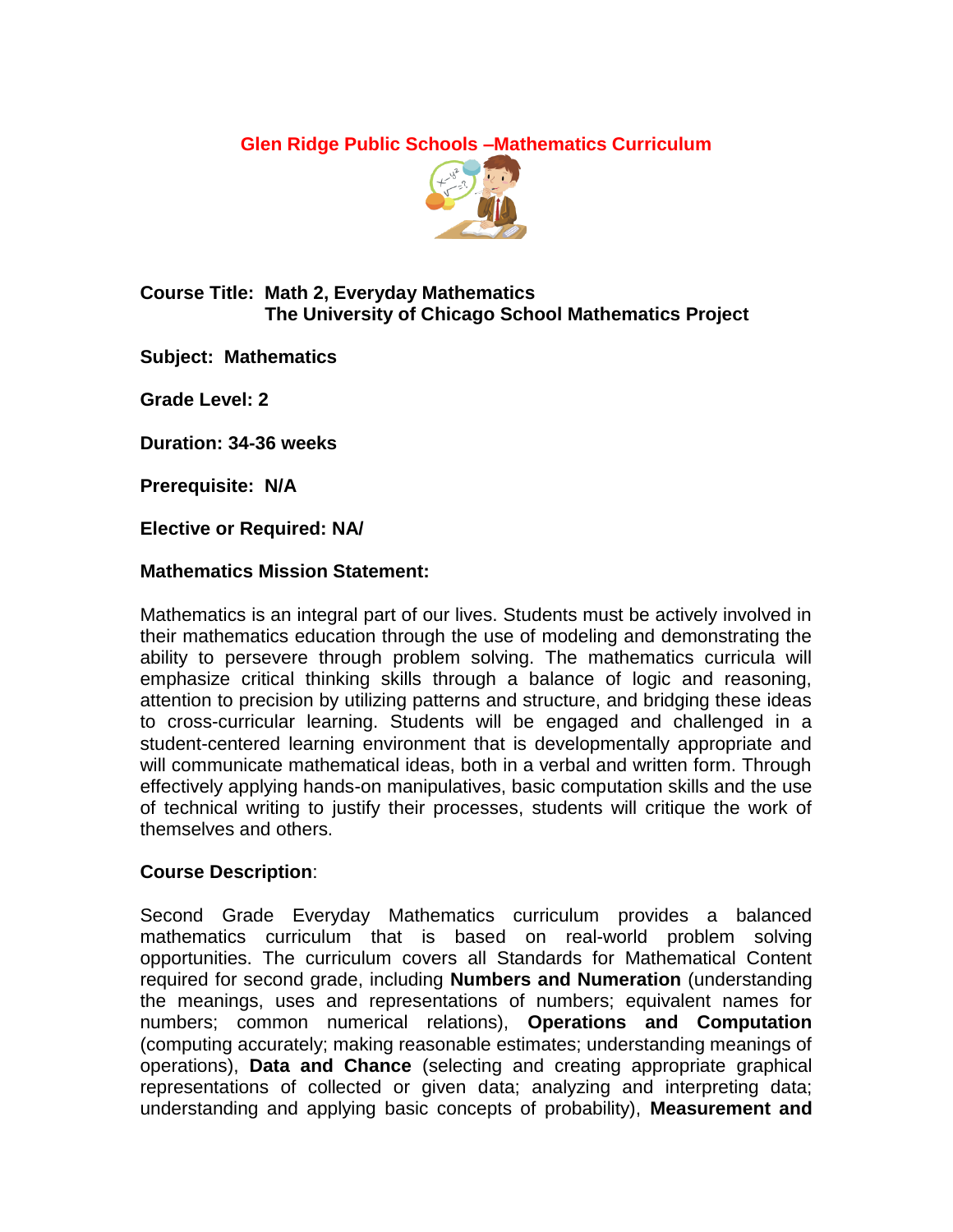# Glen Ridge Public Schools –Mathematics Curriculum

**Course Title: Math 2, Everyday Mathematics**
**The University of Chicago School Mathematics Project**

**Subject: Mathematics**

**Grade Level: 2**

**Duration: 34-36 weeks**

**Prerequisite: N/A**

**Elective or Required: NA/**

**Mathematics Mission Statement:**

Mathematics is an integral part of our lives. Students must be actively involved in their mathematics education through the use of modeling and demonstrating the ability to persevere through problem solving. The mathematics curricula will emphasize critical thinking skills through a balance of logic and reasoning, attention to precision by utilizing patterns and structure, and bridging these ideas to cross-curricular learning. Students will be engaged and challenged in a student-centered learning environment that is developmentally appropriate and will communicate mathematical ideas, both in a verbal and written form. Through effectively applying hands-on manipulatives, basic computation skills and the use of technical writing to justify their processes, students will critique the work of themselves and others.

**Course Description**:

Second Grade Everyday Mathematics curriculum provides a balanced mathematics curriculum that is based on real-world problem solving opportunities. The curriculum covers all Standards for Mathematical Content required for second grade, including **Numbers and Numeration** (understanding the meanings, uses and representations of numbers; equivalent names for numbers; common numerical relations), **Operations and Computation** (computing accurately; making reasonable estimates; understanding meanings of operations), **Data and Chance** (selecting and creating appropriate graphical representations of collected or given data; analyzing and interpreting data; understanding and applying basic concepts of probability), **Measurement and**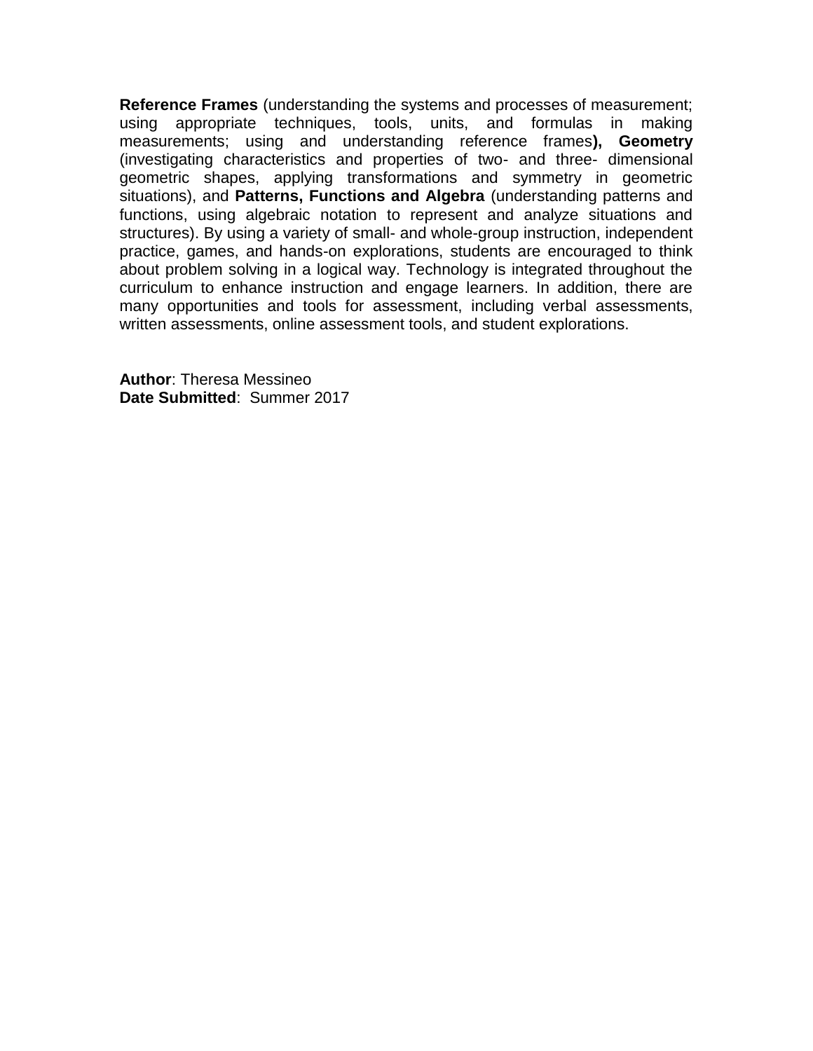**Reference Frames** (understanding the systems and processes of measurement; using appropriate techniques, tools, units, and formulas in making measurements; using and understanding reference frames**), Geometry** (investigating characteristics and properties of two- and three- dimensional geometric shapes, applying transformations and symmetry in geometric situations), and **Patterns, Functions and Algebra** (understanding patterns and functions, using algebraic notation to represent and analyze situations and structures). By using a variety of small- and whole-group instruction, independent practice, games, and hands-on explorations, students are encouraged to think about problem solving in a logical way. Technology is integrated throughout the curriculum to enhance instruction and engage learners. In addition, there are many opportunities and tools for assessment, including verbal assessments, written assessments, online assessment tools, and student explorations.

**Author**: Theresa Messineo
**Date Submitted**: Summer 2017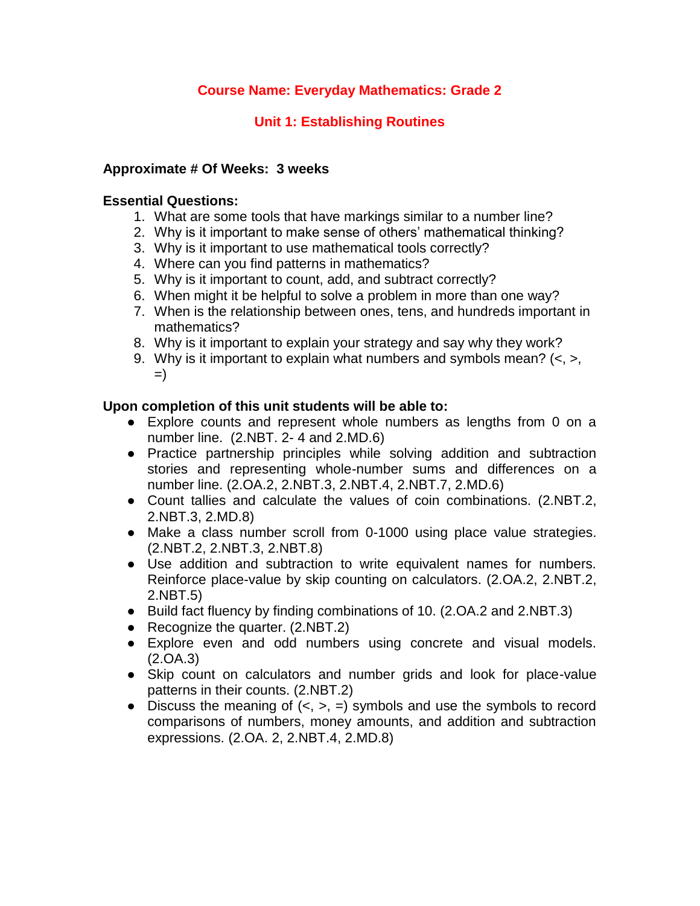# Course Name: Everyday Mathematics: Grade 2

## Unit 1: Establishing Routines

**Approximate # Of Weeks: 3 weeks**

**Essential Questions:**

1. What are some tools that have markings similar to a number line?
2. Why is it important to make sense of others' mathematical thinking?
3. Why is it important to use mathematical tools correctly?
4. Where can you find patterns in mathematics?
5. Why is it important to count, add, and subtract correctly?
6. When might it be helpful to solve a problem in more than one way?
7. When is the relationship between ones, tens, and hundreds important in mathematics?
8. Why is it important to explain your strategy and say why they work?
9. Why is it important to explain what numbers and symbols mean? (<, >, =)

**Upon completion of this unit students will be able to:**

- Explore counts and represent whole numbers as lengths from 0 on a number line. (2.NBT. 2- 4 and 2.MD.6)
- Practice partnership principles while solving addition and subtraction stories and representing whole-number sums and differences on a number line. (2.OA.2, 2.NBT.3, 2.NBT.4, 2.NBT.7, 2.MD.6)
- Count tallies and calculate the values of coin combinations. (2.NBT.2, 2.NBT.3, 2.MD.8)
- Make a class number scroll from 0-1000 using place value strategies. (2.NBT.2, 2.NBT.3, 2.NBT.8)
- Use addition and subtraction to write equivalent names for numbers. Reinforce place-value by skip counting on calculators. (2.OA.2, 2.NBT.2, 2.NBT.5)
- Build fact fluency by finding combinations of 10. (2.OA.2 and 2.NBT.3)
- Recognize the quarter. (2.NBT.2)
- Explore even and odd numbers using concrete and visual models. (2.OA.3)
- Skip count on calculators and number grids and look for place-value patterns in their counts. (2.NBT.2)
- Discuss the meaning of (<, >, =) symbols and use the symbols to record comparisons of numbers, money amounts, and addition and subtraction expressions. (2.OA. 2, 2.NBT.4, 2.MD.8)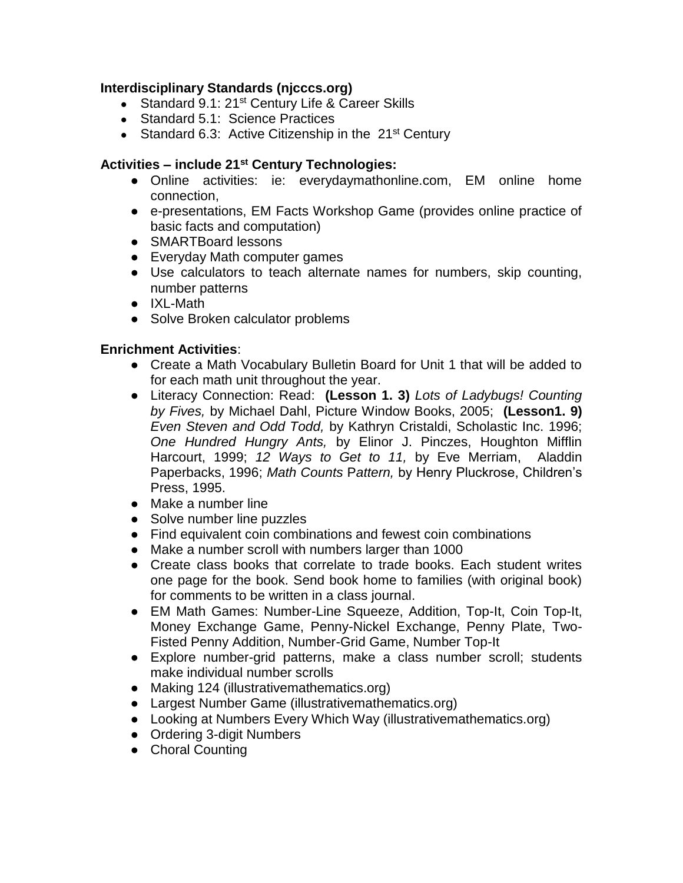**Interdisciplinary Standards (njcccs.org)**

- Standard 9.1: 21st Century Life & Career Skills
- Standard 5.1: Science Practices
- Standard 6.3: Active Citizenship in the 21st Century

**Activities – include 21st Century Technologies:**

- Online activities: ie: everydaymathonline.com, EM online home connection,
- e-presentations, EM Facts Workshop Game (provides online practice of basic facts and computation)
- SMARTBoard lessons
- Everyday Math computer games
- Use calculators to teach alternate names for numbers, skip counting, number patterns
- IXL-Math
- Solve Broken calculator problems

**Enrichment Activities**:

- Create a Math Vocabulary Bulletin Board for Unit 1 that will be added to for each math unit throughout the year.
- Literacy Connection: Read: **(Lesson 1. 3)** *Lots of Ladybugs! Counting by Fives,* by Michael Dahl, Picture Window Books, 2005; **(Lesson1. 9)** *Even Steven and Odd Todd,* by Kathryn Cristaldi, Scholastic Inc. 1996; *One Hundred Hungry Ants,* by Elinor J. Pinczes, Houghton Mifflin Harcourt, 1999; *12 Ways to Get to 11,* by Eve Merriam, Aladdin Paperbacks, 1996; *Math Counts Pattern,* by Henry Pluckrose, Children's Press, 1995.
- Make a number line
- Solve number line puzzles
- Find equivalent coin combinations and fewest coin combinations
- Make a number scroll with numbers larger than 1000
- Create class books that correlate to trade books. Each student writes one page for the book. Send book home to families (with original book) for comments to be written in a class journal.
- EM Math Games: Number-Line Squeeze, Addition, Top-It, Coin Top-It, Money Exchange Game, Penny-Nickel Exchange, Penny Plate, Two-Fisted Penny Addition, Number-Grid Game, Number Top-It
- Explore number-grid patterns, make a class number scroll; students make individual number scrolls
- Making 124 (illustrativemathematics.org)
- Largest Number Game (illustrativemathematics.org)
- Looking at Numbers Every Which Way (illustrativemathematics.org)
- Ordering 3-digit Numbers
- Choral Counting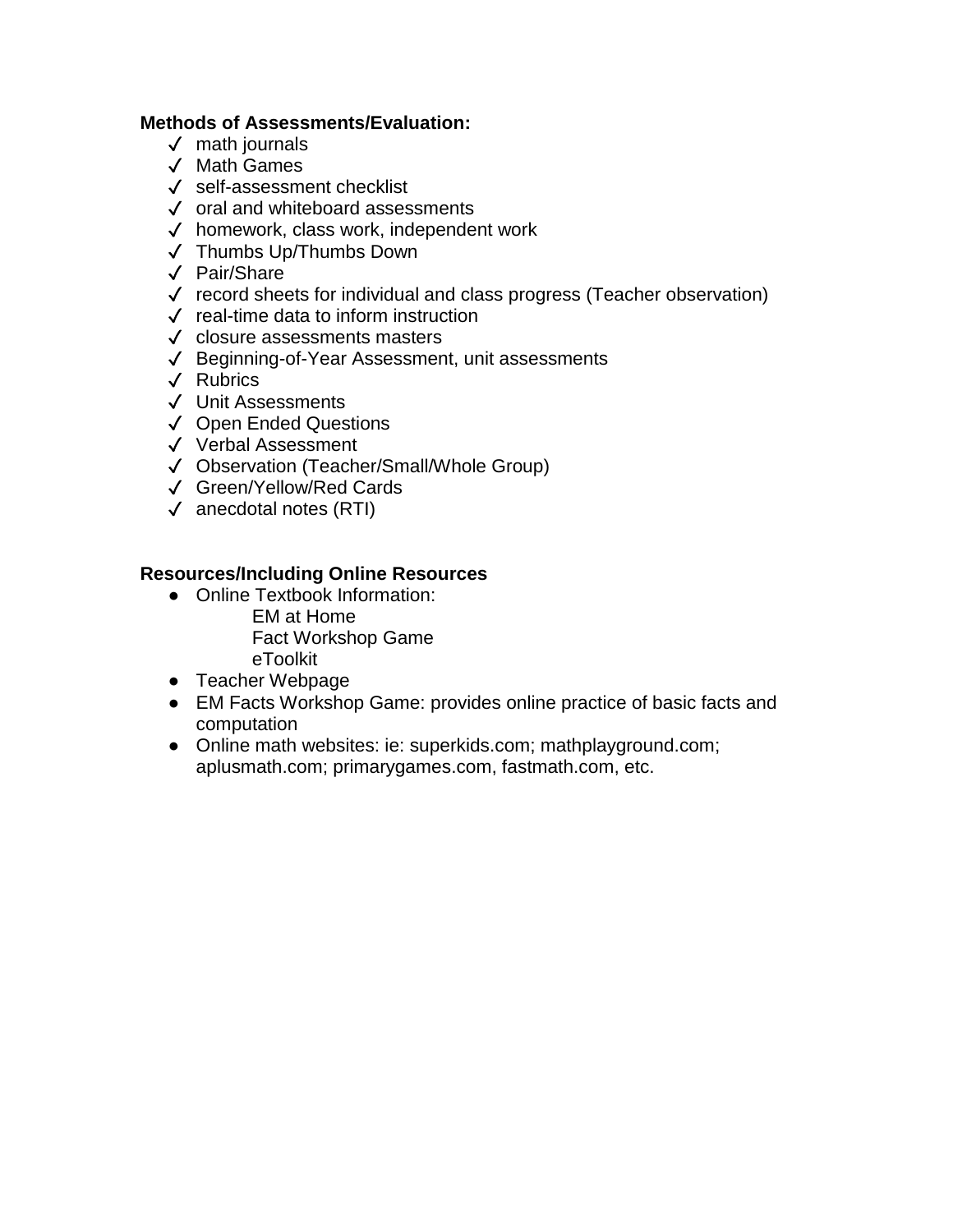**Methods of Assessments/Evaluation:**

- ✓ math journals
- ✓ Math Games
- ✓ self-assessment checklist
- ✓ oral and whiteboard assessments
- ✓ homework, class work, independent work
- ✓ Thumbs Up/Thumbs Down
- ✓ Pair/Share
- ✓ record sheets for individual and class progress (Teacher observation)
- ✓ real-time data to inform instruction
- ✓ closure assessments masters
- ✓ Beginning-of-Year Assessment, unit assessments
- ✓ Rubrics
- ✓ Unit Assessments
- ✓ Open Ended Questions
- ✓ Verbal Assessment
- ✓ Observation (Teacher/Small/Whole Group)
- ✓ Green/Yellow/Red Cards
- ✓ anecdotal notes (RTI)

**Resources/Including Online Resources**

- Online Textbook Information:
  - EM at Home
  - Fact Workshop Game
  - eToolkit
- Teacher Webpage
- EM Facts Workshop Game: provides online practice of basic facts and computation
- Online math websites: ie: superkids.com; mathplayground.com; aplusmath.com; primarygames.com, fastmath.com, etc.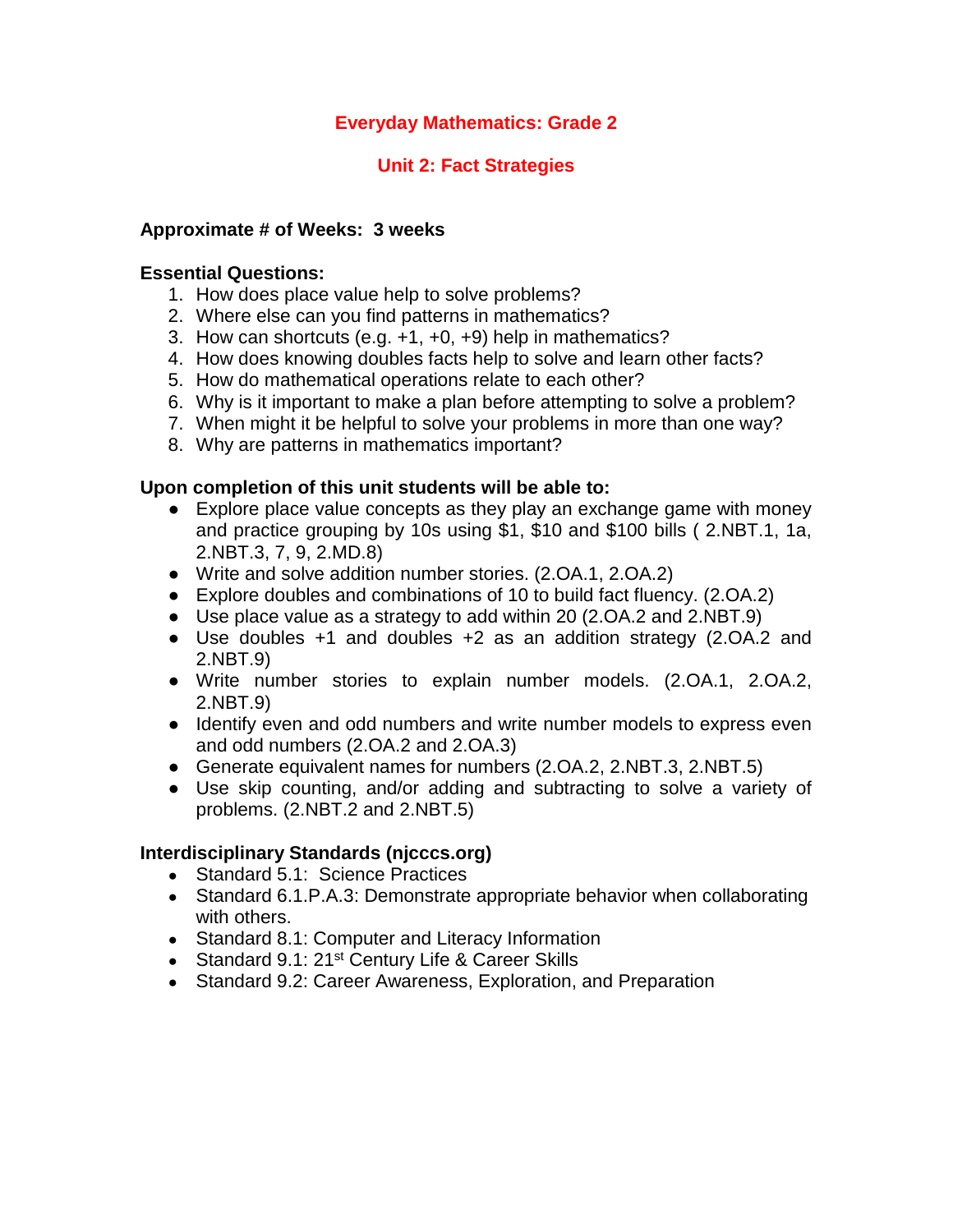# Everyday Mathematics: Grade 2

## Unit 2: Fact Strategies

**Approximate # of Weeks: 3 weeks**

**Essential Questions:**

1. How does place value help to solve problems?
2. Where else can you find patterns in mathematics?
3. How can shortcuts (e.g. +1, +0, +9) help in mathematics?
4. How does knowing doubles facts help to solve and learn other facts?
5. How do mathematical operations relate to each other?
6. Why is it important to make a plan before attempting to solve a problem?
7. When might it be helpful to solve your problems in more than one way?
8. Why are patterns in mathematics important?

**Upon completion of this unit students will be able to:**

- Explore place value concepts as they play an exchange game with money and practice grouping by 10s using $1, $10 and $100 bills ( 2.NBT.1, 1a, 2.NBT.3, 7, 9, 2.MD.8)
- Write and solve addition number stories. (2.OA.1, 2.OA.2)
- Explore doubles and combinations of 10 to build fact fluency. (2.OA.2)
- Use place value as a strategy to add within 20 (2.OA.2 and 2.NBT.9)
- Use doubles +1 and doubles +2 as an addition strategy (2.OA.2 and 2.NBT.9)
- Write number stories to explain number models. (2.OA.1, 2.OA.2, 2.NBT.9)
- Identify even and odd numbers and write number models to express even and odd numbers (2.OA.2 and 2.OA.3)
- Generate equivalent names for numbers (2.OA.2, 2.NBT.3, 2.NBT.5)
- Use skip counting, and/or adding and subtracting to solve a variety of problems. (2.NBT.2 and 2.NBT.5)

**Interdisciplinary Standards (njcccs.org)**

- Standard 5.1: Science Practices
- Standard 6.1.P.A.3: Demonstrate appropriate behavior when collaborating with others.
- Standard 8.1: Computer and Literacy Information
- Standard 9.1: 21st Century Life & Career Skills
- Standard 9.2: Career Awareness, Exploration, and Preparation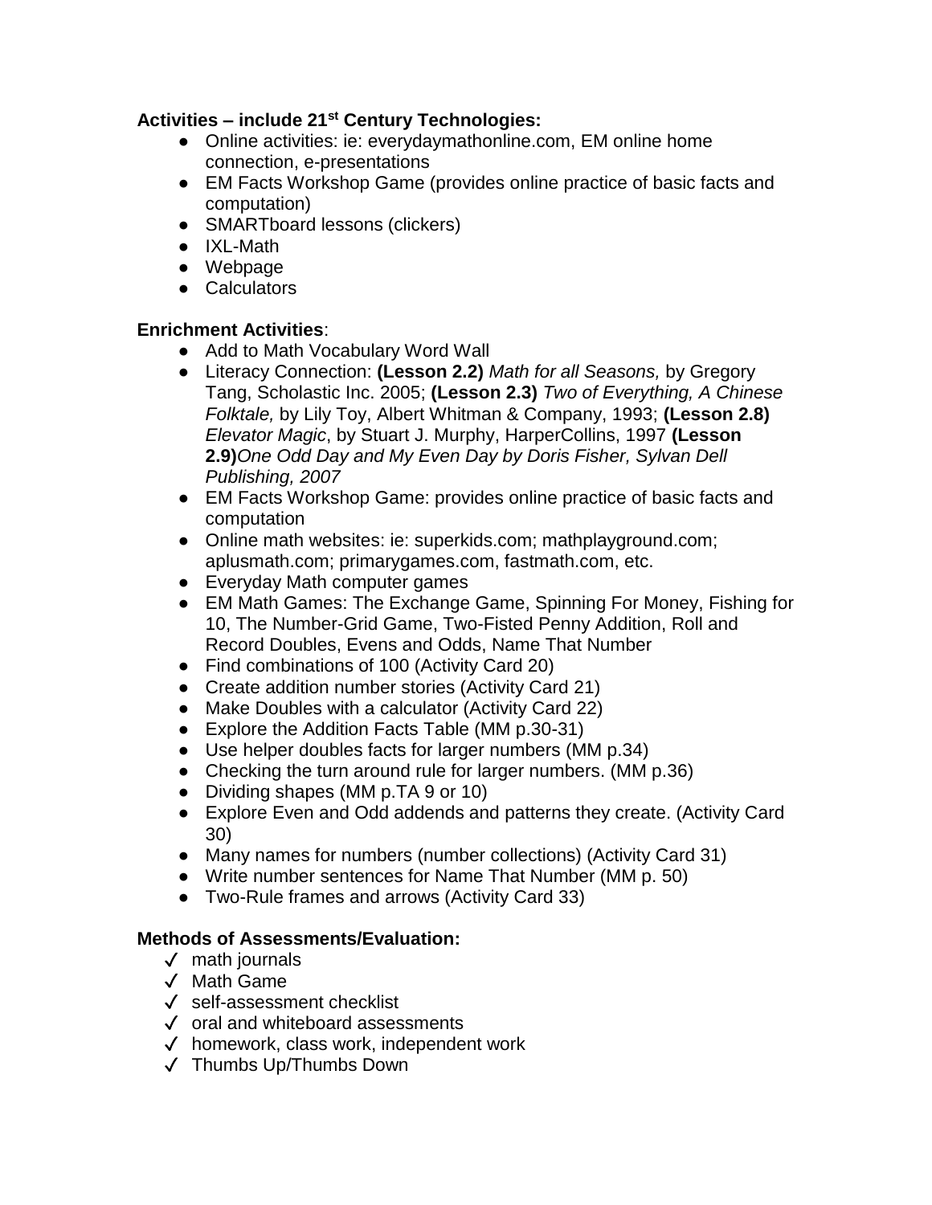**Activities – include 21st Century Technologies:**

- Online activities: ie: everydaymathonline.com, EM online home connection, e-presentations
- EM Facts Workshop Game (provides online practice of basic facts and computation)
- SMARTboard lessons (clickers)
- IXL-Math
- Webpage
- Calculators

**Enrichment Activities**:

- Add to Math Vocabulary Word Wall
- Literacy Connection: **(Lesson 2.2)** *Math for all Seasons,* by Gregory Tang, Scholastic Inc. 2005; **(Lesson 2.3)** *Two of Everything, A Chinese Folktale,* by Lily Toy, Albert Whitman & Company, 1993; **(Lesson 2.8)** *Elevator Magic*, by Stuart J. Murphy, HarperCollins, 1997 **(Lesson 2.9)***One Odd Day and My Even Day by Doris Fisher, Sylvan Dell Publishing, 2007*
- EM Facts Workshop Game: provides online practice of basic facts and computation
- Online math websites: ie: superkids.com; mathplayground.com; aplusmath.com; primarygames.com, fastmath.com, etc.
- Everyday Math computer games
- EM Math Games: The Exchange Game, Spinning For Money, Fishing for 10, The Number-Grid Game, Two-Fisted Penny Addition, Roll and Record Doubles, Evens and Odds, Name That Number
- Find combinations of 100 (Activity Card 20)
- Create addition number stories (Activity Card 21)
- Make Doubles with a calculator (Activity Card 22)
- Explore the Addition Facts Table (MM p.30-31)
- Use helper doubles facts for larger numbers (MM p.34)
- Checking the turn around rule for larger numbers. (MM p.36)
- Dividing shapes (MM p.TA 9 or 10)
- Explore Even and Odd addends and patterns they create. (Activity Card 30)
- Many names for numbers (number collections) (Activity Card 31)
- Write number sentences for Name That Number (MM p. 50)
- Two-Rule frames and arrows (Activity Card 33)

**Methods of Assessments/Evaluation:**

- ✓ math journals
- ✓ Math Game
- ✓ self-assessment checklist
- ✓ oral and whiteboard assessments
- ✓ homework, class work, independent work
- ✓ Thumbs Up/Thumbs Down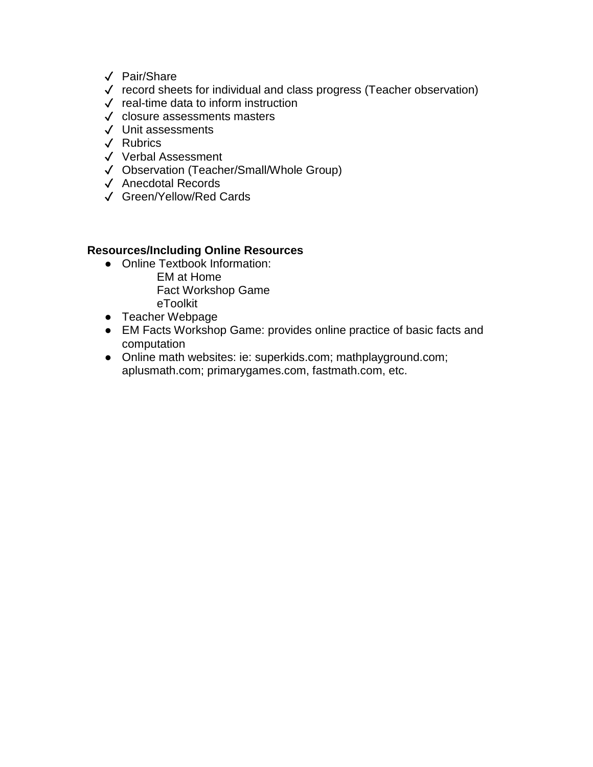- ✓ Pair/Share
- ✓ record sheets for individual and class progress (Teacher observation)
- ✓ real-time data to inform instruction
- ✓ closure assessments masters
- ✓ Unit assessments
- ✓ Rubrics
- ✓ Verbal Assessment
- ✓ Observation (Teacher/Small/Whole Group)
- ✓ Anecdotal Records
- ✓ Green/Yellow/Red Cards

**Resources/Including Online Resources**

- Online Textbook Information:
  - EM at Home
  - Fact Workshop Game
  - eToolkit
- Teacher Webpage
- EM Facts Workshop Game: provides online practice of basic facts and computation
- Online math websites: ie: superkids.com; mathplayground.com; aplusmath.com; primarygames.com, fastmath.com, etc.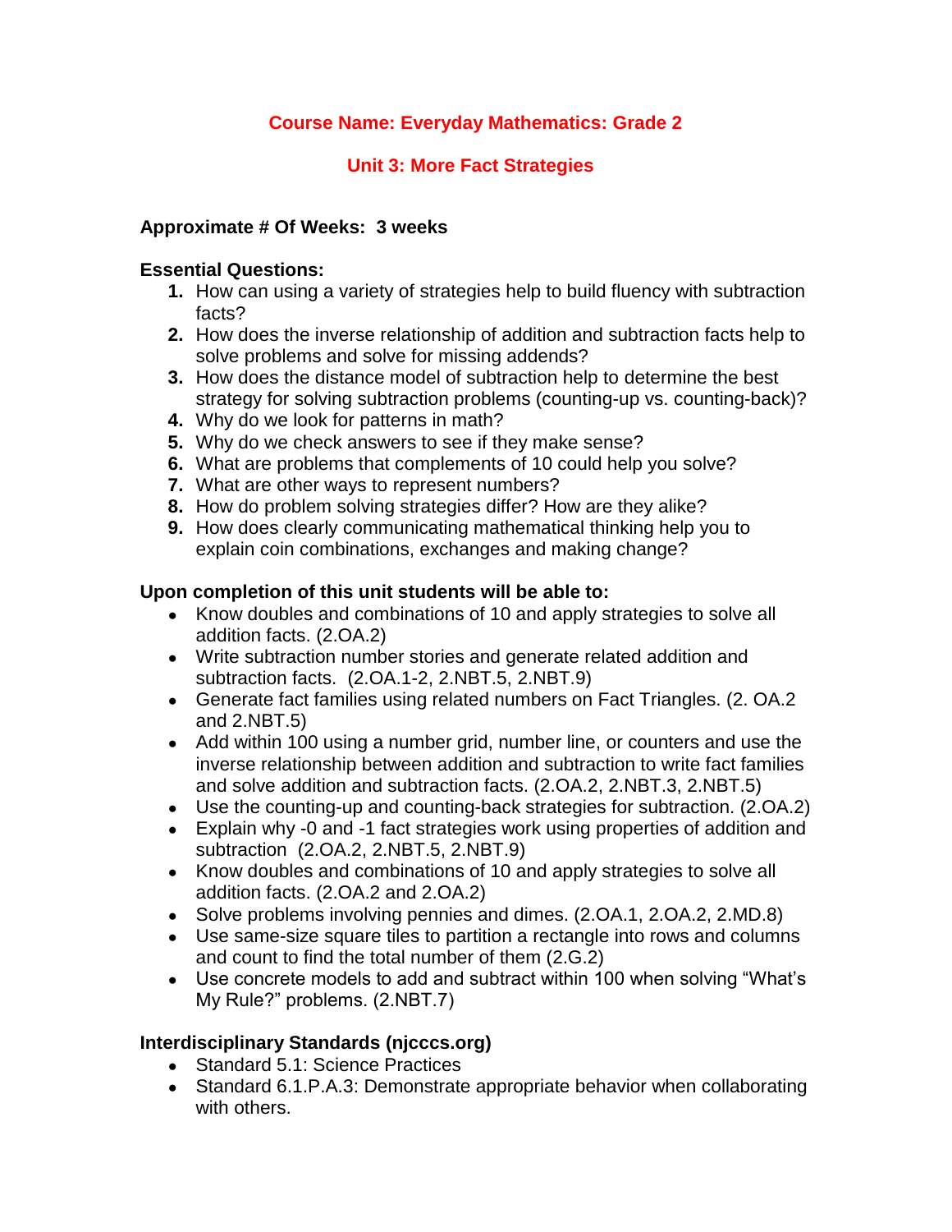# Course Name: Everyday Mathematics: Grade 2

## Unit 3: More Fact Strategies

**Approximate # Of Weeks: 3 weeks**

**Essential Questions:**

1. How can using a variety of strategies help to build fluency with subtraction facts?
2. How does the inverse relationship of addition and subtraction facts help to solve problems and solve for missing addends?
3. How does the distance model of subtraction help to determine the best strategy for solving subtraction problems (counting-up vs. counting-back)?
4. Why do we look for patterns in math?
5. Why do we check answers to see if they make sense?
6. What are problems that complements of 10 could help you solve?
7. What are other ways to represent numbers?
8. How do problem solving strategies differ? How are they alike?
9. How does clearly communicating mathematical thinking help you to explain coin combinations, exchanges and making change?

**Upon completion of this unit students will be able to:**

- Know doubles and combinations of 10 and apply strategies to solve all addition facts. (2.OA.2)
- Write subtraction number stories and generate related addition and subtraction facts. (2.OA.1-2, 2.NBT.5, 2.NBT.9)
- Generate fact families using related numbers on Fact Triangles. (2. OA.2 and 2.NBT.5)
- Add within 100 using a number grid, number line, or counters and use the inverse relationship between addition and subtraction to write fact families and solve addition and subtraction facts. (2.OA.2, 2.NBT.3, 2.NBT.5)
- Use the counting-up and counting-back strategies for subtraction. (2.OA.2)
- Explain why -0 and -1 fact strategies work using properties of addition and subtraction (2.OA.2, 2.NBT.5, 2.NBT.9)
- Know doubles and combinations of 10 and apply strategies to solve all addition facts. (2.OA.2 and 2.OA.2)
- Solve problems involving pennies and dimes. (2.OA.1, 2.OA.2, 2.MD.8)
- Use same-size square tiles to partition a rectangle into rows and columns and count to find the total number of them (2.G.2)
- Use concrete models to add and subtract within 100 when solving "What's My Rule?" problems. (2.NBT.7)

**Interdisciplinary Standards (njcccs.org)**

- Standard 5.1: Science Practices
- Standard 6.1.P.A.3: Demonstrate appropriate behavior when collaborating with others.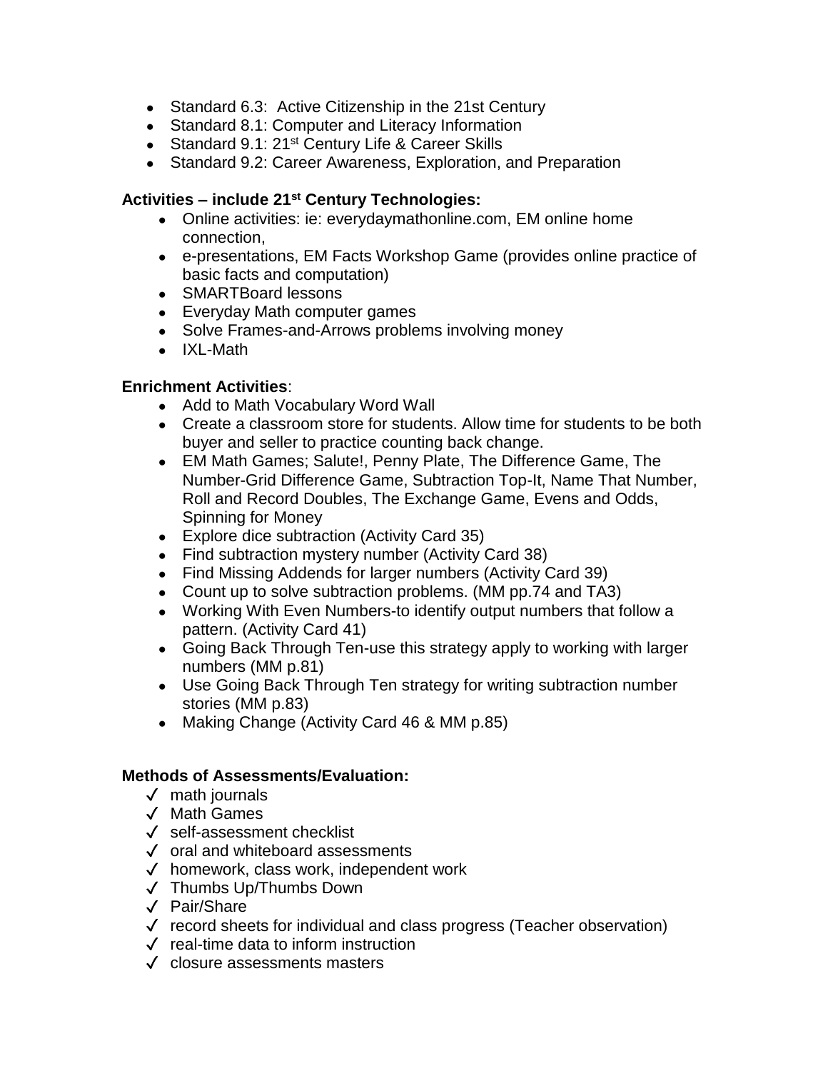- Standard 6.3: Active Citizenship in the 21st Century
- Standard 8.1: Computer and Literacy Information
- Standard 9.1: 21st Century Life & Career Skills
- Standard 9.2: Career Awareness, Exploration, and Preparation

**Activities – include 21st Century Technologies:**

- Online activities: ie: everydaymathonline.com, EM online home connection,
- e-presentations, EM Facts Workshop Game (provides online practice of basic facts and computation)
- SMARTBoard lessons
- Everyday Math computer games
- Solve Frames-and-Arrows problems involving money
- IXL-Math

**Enrichment Activities**:

- Add to Math Vocabulary Word Wall
- Create a classroom store for students. Allow time for students to be both buyer and seller to practice counting back change.
- EM Math Games; Salute!, Penny Plate, The Difference Game, The Number-Grid Difference Game, Subtraction Top-It, Name That Number, Roll and Record Doubles, The Exchange Game, Evens and Odds, Spinning for Money
- Explore dice subtraction (Activity Card 35)
- Find subtraction mystery number (Activity Card 38)
- Find Missing Addends for larger numbers (Activity Card 39)
- Count up to solve subtraction problems. (MM pp.74 and TA3)
- Working With Even Numbers-to identify output numbers that follow a pattern. (Activity Card 41)
- Going Back Through Ten-use this strategy apply to working with larger numbers (MM p.81)
- Use Going Back Through Ten strategy for writing subtraction number stories (MM p.83)
- Making Change (Activity Card 46 & MM p.85)

**Methods of Assessments/Evaluation:**

- ✓ math journals
- ✓ Math Games
- ✓ self-assessment checklist
- ✓ oral and whiteboard assessments
- ✓ homework, class work, independent work
- ✓ Thumbs Up/Thumbs Down
- ✓ Pair/Share
- ✓ record sheets for individual and class progress (Teacher observation)
- ✓ real-time data to inform instruction
- ✓ closure assessments masters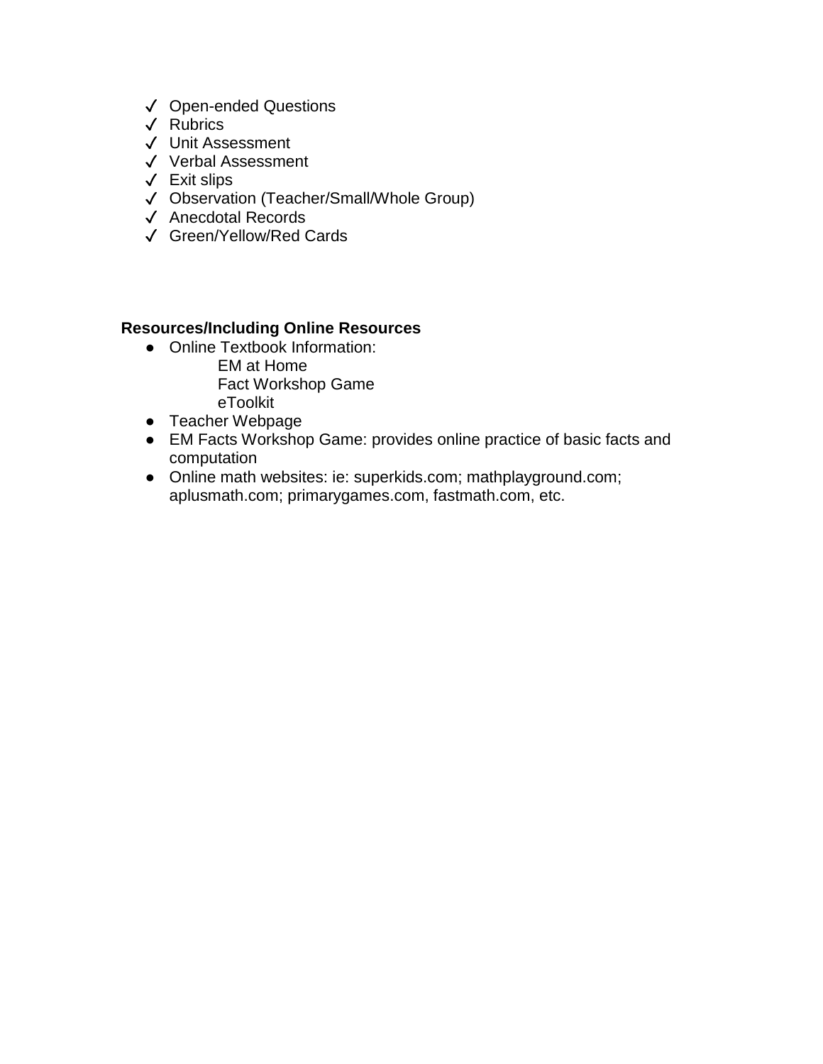- ✓ Open-ended Questions
- ✓ Rubrics
- ✓ Unit Assessment
- ✓ Verbal Assessment
- ✓ Exit slips
- ✓ Observation (Teacher/Small/Whole Group)
- ✓ Anecdotal Records
- ✓ Green/Yellow/Red Cards

**Resources/Including Online Resources**

- Online Textbook Information:
  - EM at Home
  - Fact Workshop Game
  - eToolkit
- Teacher Webpage
- EM Facts Workshop Game: provides online practice of basic facts and computation
- Online math websites: ie: superkids.com; mathplayground.com; aplusmath.com; primarygames.com, fastmath.com, etc.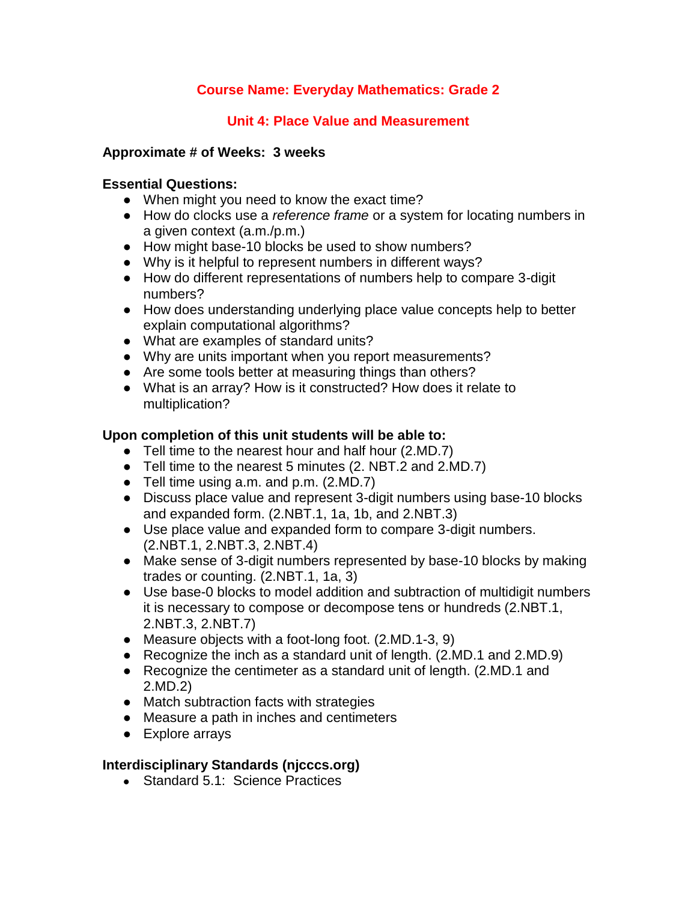## Course Name: Everyday Mathematics: Grade 2

## Unit 4: Place Value and Measurement

**Approximate # of Weeks: 3 weeks**

**Essential Questions:**

- When might you need to know the exact time?
- How do clocks use a *reference frame* or a system for locating numbers in a given context (a.m./p.m.)
- How might base-10 blocks be used to show numbers?
- Why is it helpful to represent numbers in different ways?
- How do different representations of numbers help to compare 3-digit numbers?
- How does understanding underlying place value concepts help to better explain computational algorithms?
- What are examples of standard units?
- Why are units important when you report measurements?
- Are some tools better at measuring things than others?
- What is an array? How is it constructed? How does it relate to multiplication?

**Upon completion of this unit students will be able to:**

- Tell time to the nearest hour and half hour (2.MD.7)
- Tell time to the nearest 5 minutes (2. NBT.2 and 2.MD.7)
- Tell time using a.m. and p.m. (2.MD.7)
- Discuss place value and represent 3-digit numbers using base-10 blocks and expanded form. (2.NBT.1, 1a, 1b, and 2.NBT.3)
- Use place value and expanded form to compare 3-digit numbers. (2.NBT.1, 2.NBT.3, 2.NBT.4)
- Make sense of 3-digit numbers represented by base-10 blocks by making trades or counting. (2.NBT.1, 1a, 3)
- Use base-0 blocks to model addition and subtraction of multidigit numbers it is necessary to compose or decompose tens or hundreds (2.NBT.1, 2.NBT.3, 2.NBT.7)
- Measure objects with a foot-long foot. (2.MD.1-3, 9)
- Recognize the inch as a standard unit of length. (2.MD.1 and 2.MD.9)
- Recognize the centimeter as a standard unit of length. (2.MD.1 and 2.MD.2)
- Match subtraction facts with strategies
- Measure a path in inches and centimeters
- Explore arrays

**Interdisciplinary Standards (njcccs.org)**

- Standard 5.1: Science Practices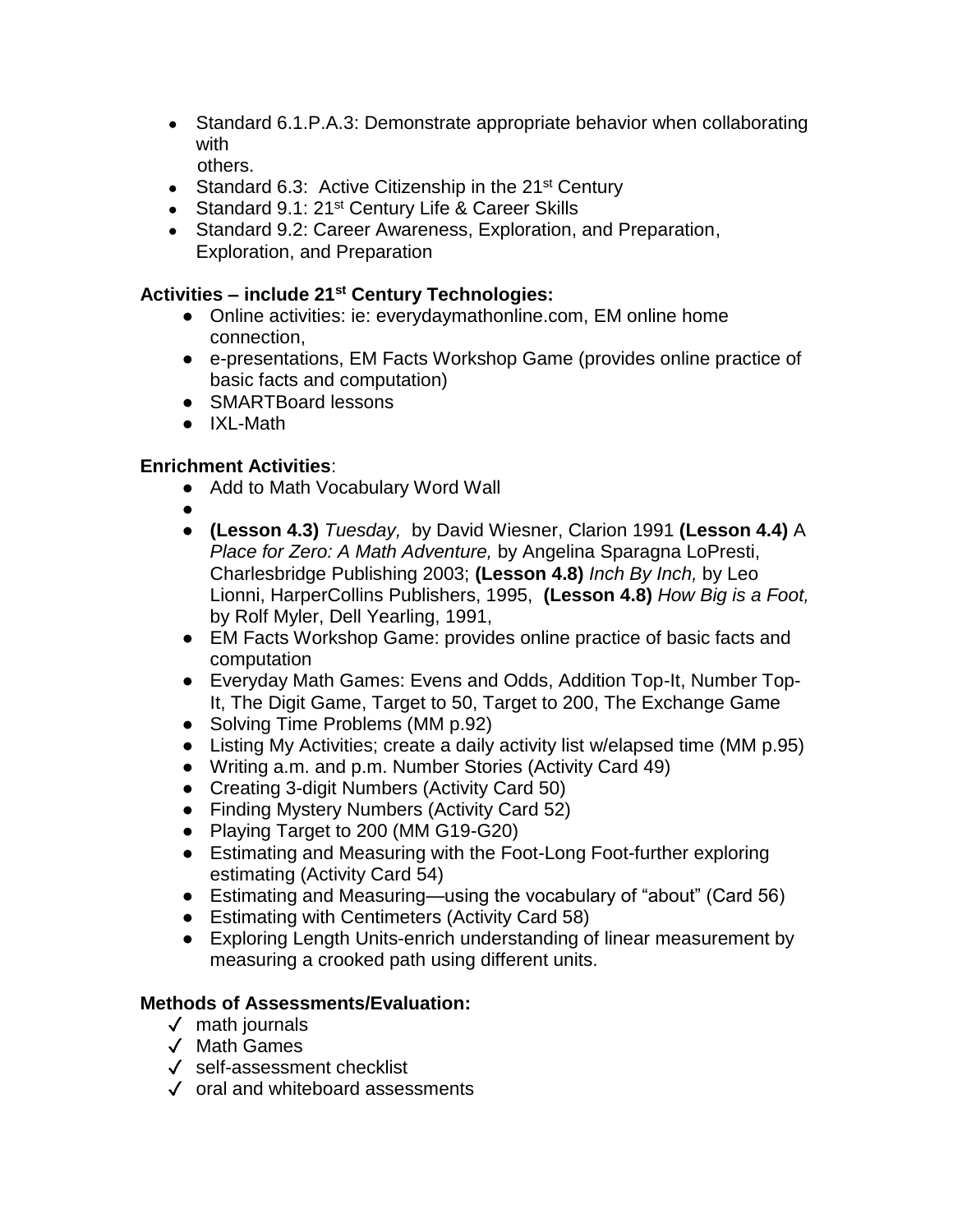- Standard 6.1.P.A.3: Demonstrate appropriate behavior when collaborating with others.
- Standard 6.3: Active Citizenship in the 21st Century
- Standard 9.1: 21st Century Life & Career Skills
- Standard 9.2: Career Awareness, Exploration, and Preparation, Exploration, and Preparation

**Activities – include 21st Century Technologies:**

- Online activities: ie: everydaymathonline.com, EM online home connection,
- e-presentations, EM Facts Workshop Game (provides online practice of basic facts and computation)
- SMARTBoard lessons
- IXL-Math

**Enrichment Activities**:

- Add to Math Vocabulary Word Wall
- 
- **(Lesson 4.3)** *Tuesday,* by David Wiesner, Clarion 1991 **(Lesson 4.4)** *A Place for Zero: A Math Adventure,* by Angelina Sparagna LoPresti, Charlesbridge Publishing 2003; **(Lesson 4.8)** *Inch By Inch,* by Leo Lionni, HarperCollins Publishers, 1995, **(Lesson 4.8)** *How Big is a Foot,* by Rolf Myler, Dell Yearling, 1991,
- EM Facts Workshop Game: provides online practice of basic facts and computation
- Everyday Math Games: Evens and Odds, Addition Top-It, Number Top-It, The Digit Game, Target to 50, Target to 200, The Exchange Game
- Solving Time Problems (MM p.92)
- Listing My Activities; create a daily activity list w/elapsed time (MM p.95)
- Writing a.m. and p.m. Number Stories (Activity Card 49)
- Creating 3-digit Numbers (Activity Card 50)
- Finding Mystery Numbers (Activity Card 52)
- Playing Target to 200 (MM G19-G20)
- Estimating and Measuring with the Foot-Long Foot-further exploring estimating (Activity Card 54)
- Estimating and Measuring—using the vocabulary of "about" (Card 56)
- Estimating with Centimeters (Activity Card 58)
- Exploring Length Units-enrich understanding of linear measurement by measuring a crooked path using different units.

**Methods of Assessments/Evaluation:**

- ✓ math journals
- ✓ Math Games
- ✓ self-assessment checklist
- ✓ oral and whiteboard assessments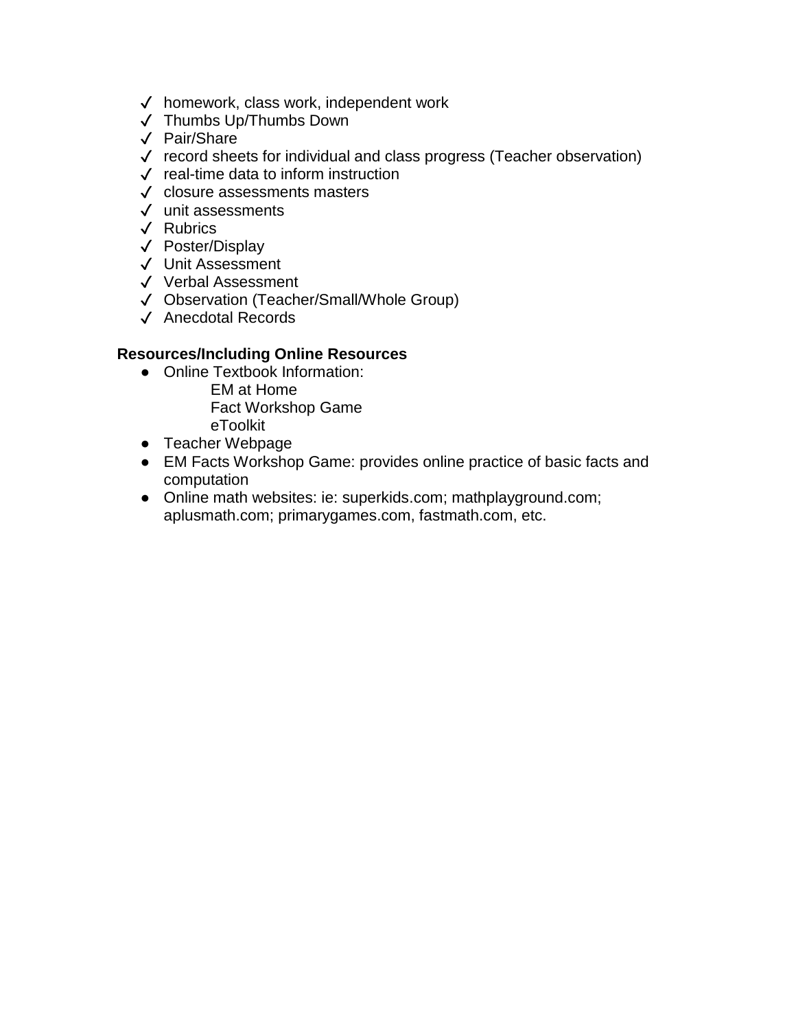- ✓ homework, class work, independent work
- ✓ Thumbs Up/Thumbs Down
- ✓ Pair/Share
- ✓ record sheets for individual and class progress (Teacher observation)
- ✓ real-time data to inform instruction
- ✓ closure assessments masters
- ✓ unit assessments
- ✓ Rubrics
- ✓ Poster/Display
- ✓ Unit Assessment
- ✓ Verbal Assessment
- ✓ Observation (Teacher/Small/Whole Group)
- ✓ Anecdotal Records

**Resources/Including Online Resources**

- Online Textbook Information:
  - EM at Home
  - Fact Workshop Game
  - eToolkit
- Teacher Webpage
- EM Facts Workshop Game: provides online practice of basic facts and computation
- Online math websites: ie: superkids.com; mathplayground.com; aplusmath.com; primarygames.com, fastmath.com, etc.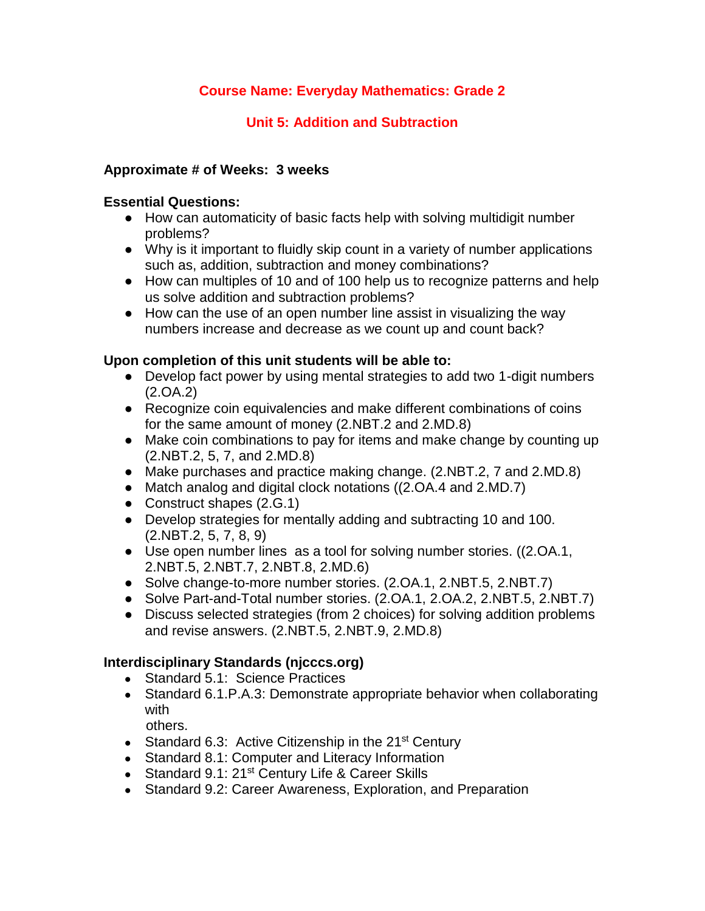## Course Name: Everyday Mathematics: Grade 2

## Unit 5: Addition and Subtraction

**Approximate # of Weeks: 3 weeks**

**Essential Questions:**

- How can automaticity of basic facts help with solving multidigit number problems?
- Why is it important to fluidly skip count in a variety of number applications such as, addition, subtraction and money combinations?
- How can multiples of 10 and of 100 help us to recognize patterns and help us solve addition and subtraction problems?
- How can the use of an open number line assist in visualizing the way numbers increase and decrease as we count up and count back?

**Upon completion of this unit students will be able to:**

- Develop fact power by using mental strategies to add two 1-digit numbers (2.OA.2)
- Recognize coin equivalencies and make different combinations of coins for the same amount of money (2.NBT.2 and 2.MD.8)
- Make coin combinations to pay for items and make change by counting up (2.NBT.2, 5, 7, and 2.MD.8)
- Make purchases and practice making change. (2.NBT.2, 7 and 2.MD.8)
- Match analog and digital clock notations ((2.OA.4 and 2.MD.7)
- Construct shapes (2.G.1)
- Develop strategies for mentally adding and subtracting 10 and 100. (2.NBT.2, 5, 7, 8, 9)
- Use open number lines as a tool for solving number stories. ((2.OA.1, 2.NBT.5, 2.NBT.7, 2.NBT.8, 2.MD.6)
- Solve change-to-more number stories. (2.OA.1, 2.NBT.5, 2.NBT.7)
- Solve Part-and-Total number stories. (2.OA.1, 2.OA.2, 2.NBT.5, 2.NBT.7)
- Discuss selected strategies (from 2 choices) for solving addition problems and revise answers. (2.NBT.5, 2.NBT.9, 2.MD.8)

**Interdisciplinary Standards (njcccs.org)**

- Standard 5.1: Science Practices
- Standard 6.1.P.A.3: Demonstrate appropriate behavior when collaborating with others.
- Standard 6.3: Active Citizenship in the 21st Century
- Standard 8.1: Computer and Literacy Information
- Standard 9.1: 21st Century Life & Career Skills
- Standard 9.2: Career Awareness, Exploration, and Preparation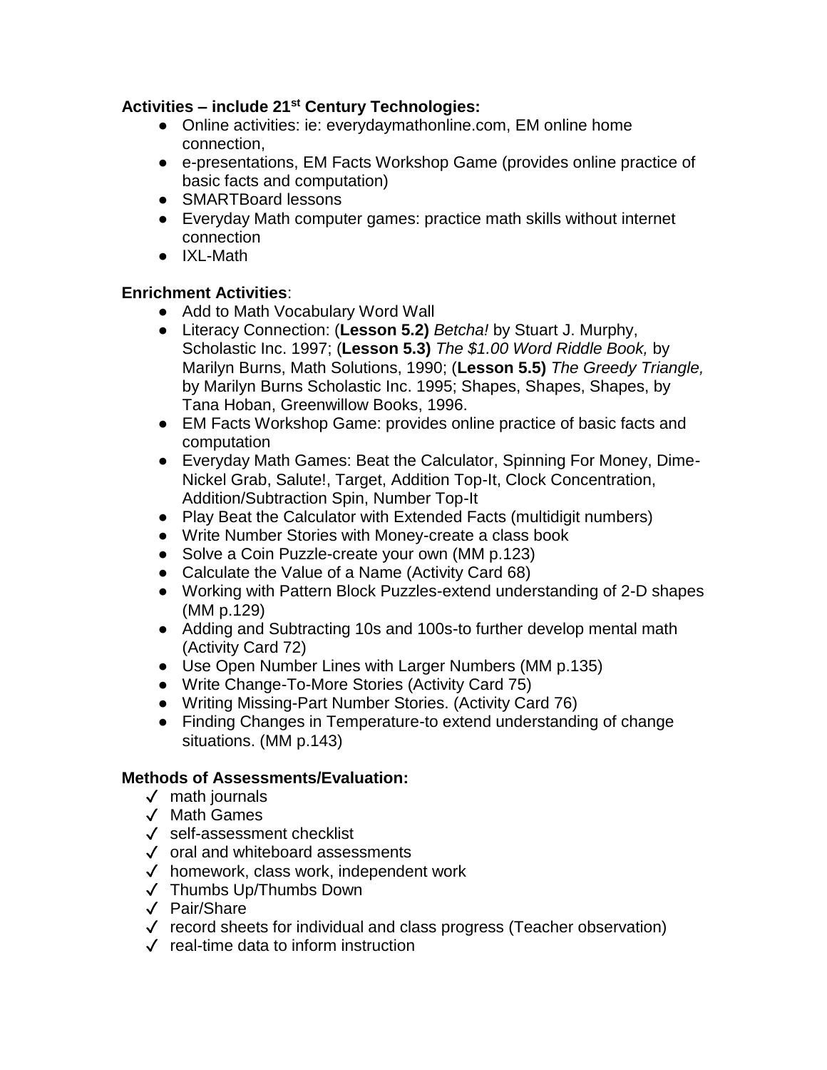**Activities – include 21st Century Technologies:**

- Online activities: ie: everydaymathonline.com, EM online home connection,
- e-presentations, EM Facts Workshop Game (provides online practice of basic facts and computation)
- SMARTBoard lessons
- Everyday Math computer games: practice math skills without internet connection
- IXL-Math

**Enrichment Activities**:

- Add to Math Vocabulary Word Wall
- Literacy Connection: (**Lesson 5.2)** *Betcha!* by Stuart J. Murphy, Scholastic Inc. 1997; (**Lesson 5.3)** *The $1.00 Word Riddle Book,* by Marilyn Burns, Math Solutions, 1990; (**Lesson 5.5)** *The Greedy Triangle,* by Marilyn Burns Scholastic Inc. 1995; Shapes, Shapes, Shapes, by Tana Hoban, Greenwillow Books, 1996.
- EM Facts Workshop Game: provides online practice of basic facts and computation
- Everyday Math Games: Beat the Calculator, Spinning For Money, Dime-Nickel Grab, Salute!, Target, Addition Top-It, Clock Concentration, Addition/Subtraction Spin, Number Top-It
- Play Beat the Calculator with Extended Facts (multidigit numbers)
- Write Number Stories with Money-create a class book
- Solve a Coin Puzzle-create your own (MM p.123)
- Calculate the Value of a Name (Activity Card 68)
- Working with Pattern Block Puzzles-extend understanding of 2-D shapes (MM p.129)
- Adding and Subtracting 10s and 100s-to further develop mental math (Activity Card 72)
- Use Open Number Lines with Larger Numbers (MM p.135)
- Write Change-To-More Stories (Activity Card 75)
- Writing Missing-Part Number Stories. (Activity Card 76)
- Finding Changes in Temperature-to extend understanding of change situations. (MM p.143)

**Methods of Assessments/Evaluation:**

- ✓ math journals
- ✓ Math Games
- ✓ self-assessment checklist
- ✓ oral and whiteboard assessments
- ✓ homework, class work, independent work
- ✓ Thumbs Up/Thumbs Down
- ✓ Pair/Share
- ✓ record sheets for individual and class progress (Teacher observation)
- ✓ real-time data to inform instruction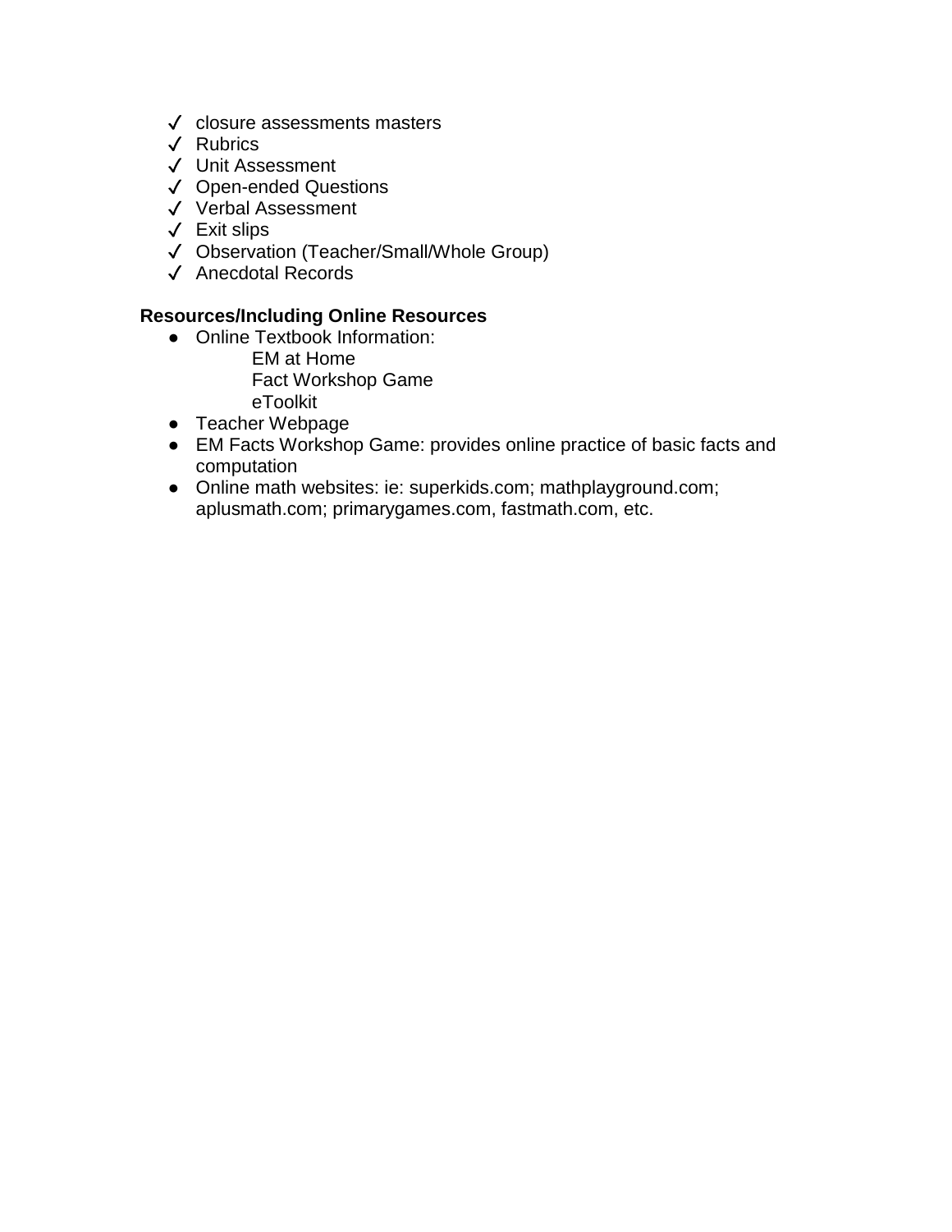- ✓ closure assessments masters
- ✓ Rubrics
- ✓ Unit Assessment
- ✓ Open-ended Questions
- ✓ Verbal Assessment
- ✓ Exit slips
- ✓ Observation (Teacher/Small/Whole Group)
- ✓ Anecdotal Records

**Resources/Including Online Resources**

- Online Textbook Information:
  - EM at Home
  - Fact Workshop Game
  - eToolkit
- Teacher Webpage
- EM Facts Workshop Game: provides online practice of basic facts and computation
- Online math websites: ie: superkids.com; mathplayground.com; aplusmath.com; primarygames.com, fastmath.com, etc.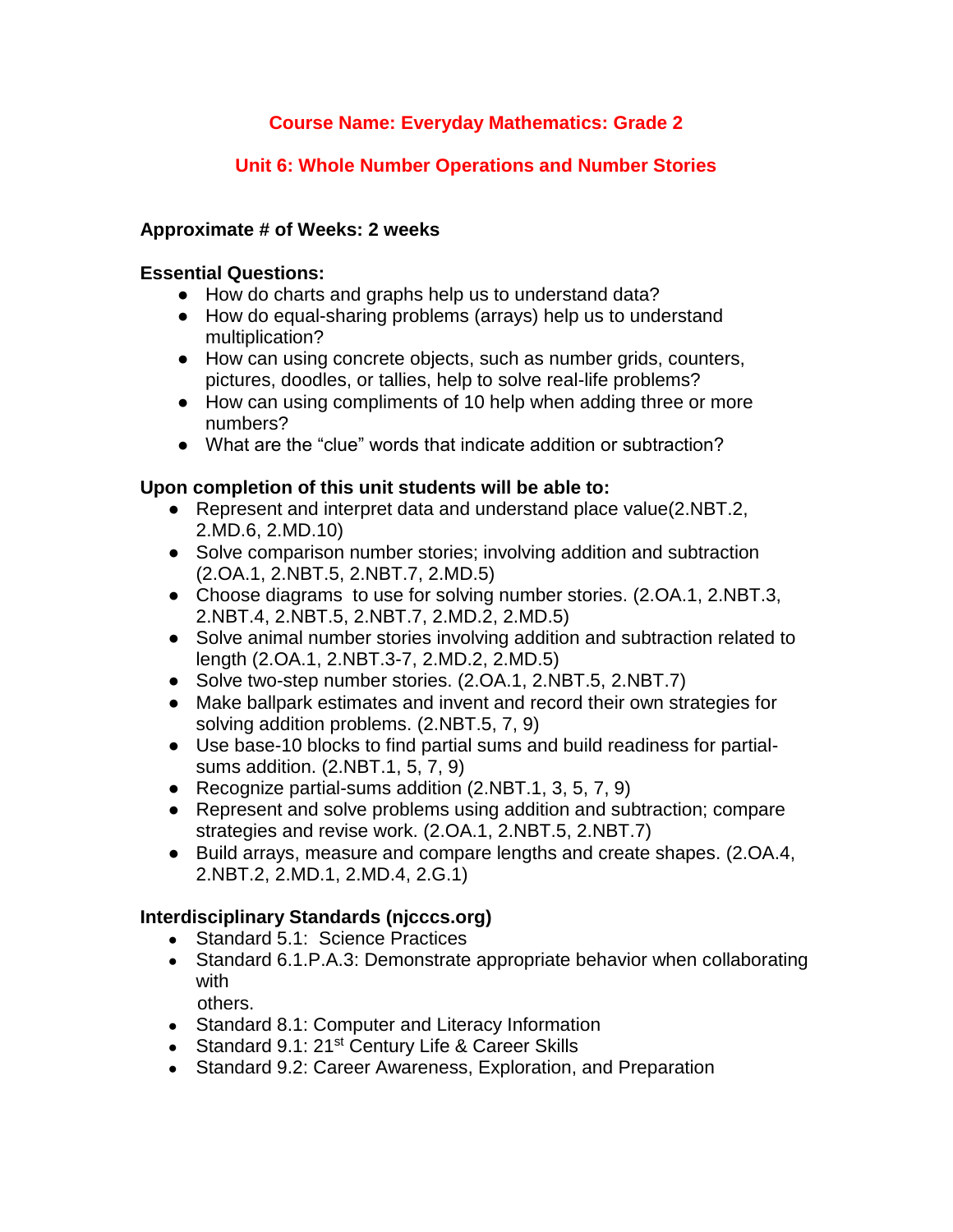**Course Name: Everyday Mathematics: Grade 2**

**Unit 6: Whole Number Operations and Number Stories**

**Approximate # of Weeks: 2 weeks**

**Essential Questions:**

- How do charts and graphs help us to understand data?
- How do equal-sharing problems (arrays) help us to understand multiplication?
- How can using concrete objects, such as number grids, counters, pictures, doodles, or tallies, help to solve real-life problems?
- How can using compliments of 10 help when adding three or more numbers?
- What are the "clue" words that indicate addition or subtraction?

**Upon completion of this unit students will be able to:**

- Represent and interpret data and understand place value(2.NBT.2, 2.MD.6, 2.MD.10)
- Solve comparison number stories; involving addition and subtraction (2.OA.1, 2.NBT.5, 2.NBT.7, 2.MD.5)
- Choose diagrams to use for solving number stories. (2.OA.1, 2.NBT.3, 2.NBT.4, 2.NBT.5, 2.NBT.7, 2.MD.2, 2.MD.5)
- Solve animal number stories involving addition and subtraction related to length (2.OA.1, 2.NBT.3-7, 2.MD.2, 2.MD.5)
- Solve two-step number stories. (2.OA.1, 2.NBT.5, 2.NBT.7)
- Make ballpark estimates and invent and record their own strategies for solving addition problems. (2.NBT.5, 7, 9)
- Use base-10 blocks to find partial sums and build readiness for partial-sums addition. (2.NBT.1, 5, 7, 9)
- Recognize partial-sums addition (2.NBT.1, 3, 5, 7, 9)
- Represent and solve problems using addition and subtraction; compare strategies and revise work. (2.OA.1, 2.NBT.5, 2.NBT.7)
- Build arrays, measure and compare lengths and create shapes. (2.OA.4, 2.NBT.2, 2.MD.1, 2.MD.4, 2.G.1)

**Interdisciplinary Standards (njcccs.org)**

- Standard 5.1: Science Practices
- Standard 6.1.P.A.3: Demonstrate appropriate behavior when collaborating with others.
- Standard 8.1: Computer and Literacy Information
- Standard 9.1: 21st Century Life & Career Skills
- Standard 9.2: Career Awareness, Exploration, and Preparation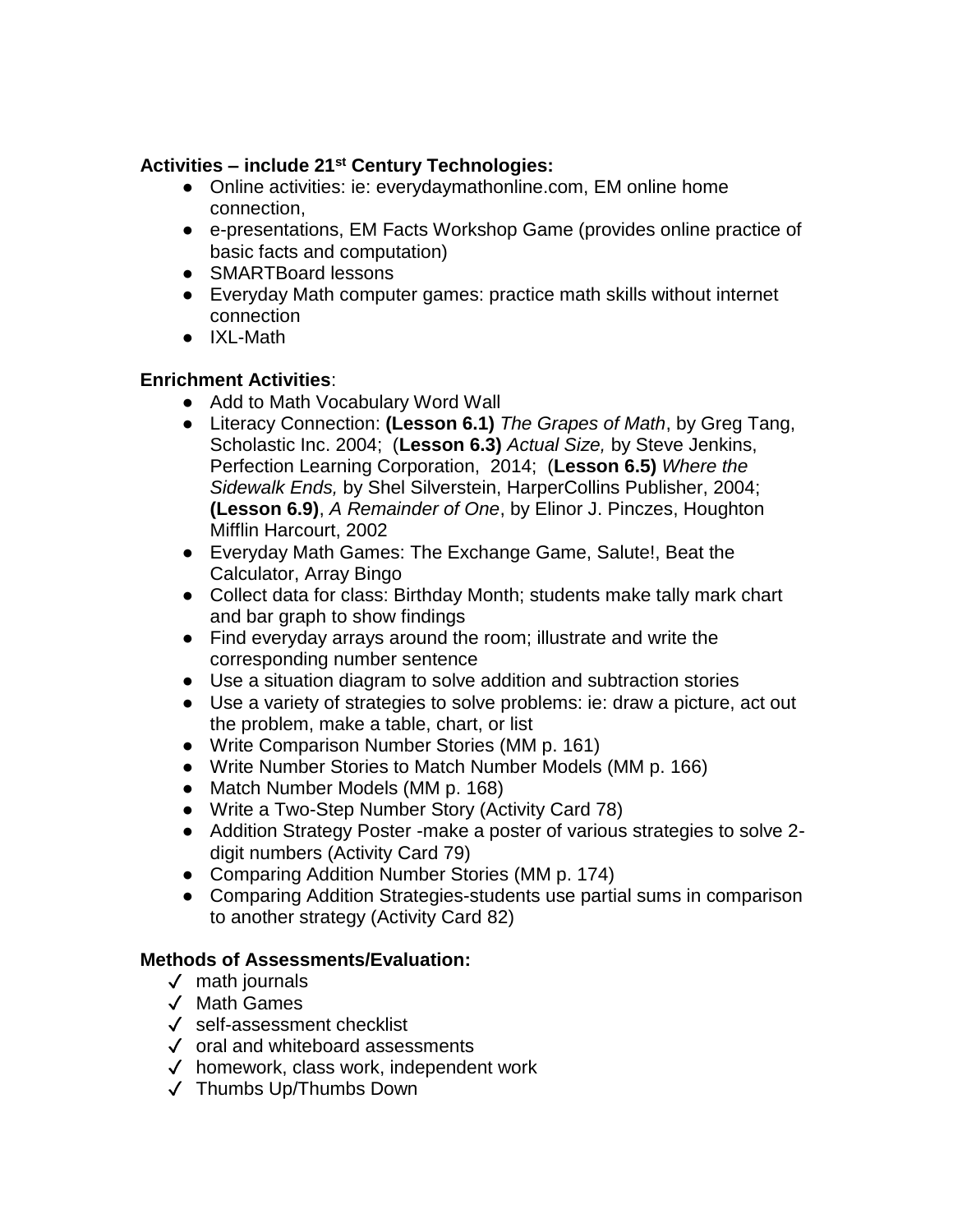**Activities – include 21st Century Technologies:**

- Online activities: ie: everydaymathonline.com, EM online home connection,
- e-presentations, EM Facts Workshop Game (provides online practice of basic facts and computation)
- SMARTBoard lessons
- Everyday Math computer games: practice math skills without internet connection
- IXL-Math

**Enrichment Activities**:

- Add to Math Vocabulary Word Wall
- Literacy Connection: **(Lesson 6.1)** *The Grapes of Math*, by Greg Tang, Scholastic Inc. 2004; (**Lesson 6.3)** *Actual Size,* by Steve Jenkins, Perfection Learning Corporation, 2014; (**Lesson 6.5)** *Where the Sidewalk Ends,* by Shel Silverstein, HarperCollins Publisher, 2004; **(Lesson 6.9)**, *A Remainder of One*, by Elinor J. Pinczes, Houghton Mifflin Harcourt, 2002
- Everyday Math Games: The Exchange Game, Salute!, Beat the Calculator, Array Bingo
- Collect data for class: Birthday Month; students make tally mark chart and bar graph to show findings
- Find everyday arrays around the room; illustrate and write the corresponding number sentence
- Use a situation diagram to solve addition and subtraction stories
- Use a variety of strategies to solve problems: ie: draw a picture, act out the problem, make a table, chart, or list
- Write Comparison Number Stories (MM p. 161)
- Write Number Stories to Match Number Models (MM p. 166)
- Match Number Models (MM p. 168)
- Write a Two-Step Number Story (Activity Card 78)
- Addition Strategy Poster -make a poster of various strategies to solve 2-digit numbers (Activity Card 79)
- Comparing Addition Number Stories (MM p. 174)
- Comparing Addition Strategies-students use partial sums in comparison to another strategy (Activity Card 82)

**Methods of Assessments/Evaluation:**

- ✓ math journals
- ✓ Math Games
- ✓ self-assessment checklist
- ✓ oral and whiteboard assessments
- ✓ homework, class work, independent work
- ✓ Thumbs Up/Thumbs Down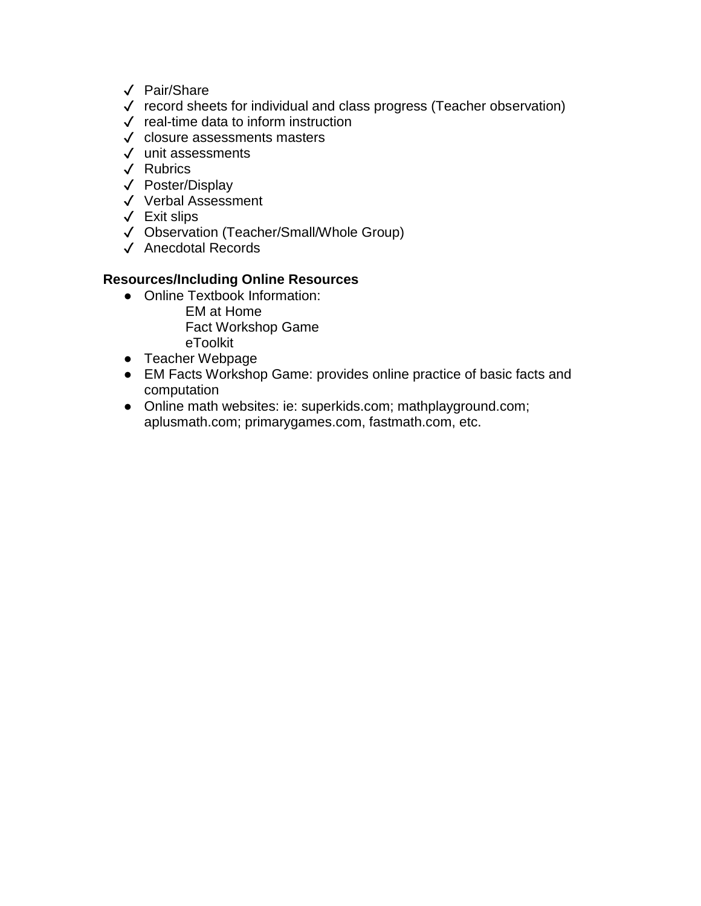- ✓ Pair/Share
- ✓ record sheets for individual and class progress (Teacher observation)
- ✓ real-time data to inform instruction
- ✓ closure assessments masters
- ✓ unit assessments
- ✓ Rubrics
- ✓ Poster/Display
- ✓ Verbal Assessment
- ✓ Exit slips
- ✓ Observation (Teacher/Small/Whole Group)
- ✓ Anecdotal Records

**Resources/Including Online Resources**

- Online Textbook Information:
  - EM at Home
  - Fact Workshop Game
  - eToolkit
- Teacher Webpage
- EM Facts Workshop Game: provides online practice of basic facts and computation
- Online math websites: ie: superkids.com; mathplayground.com; aplusmath.com; primarygames.com, fastmath.com, etc.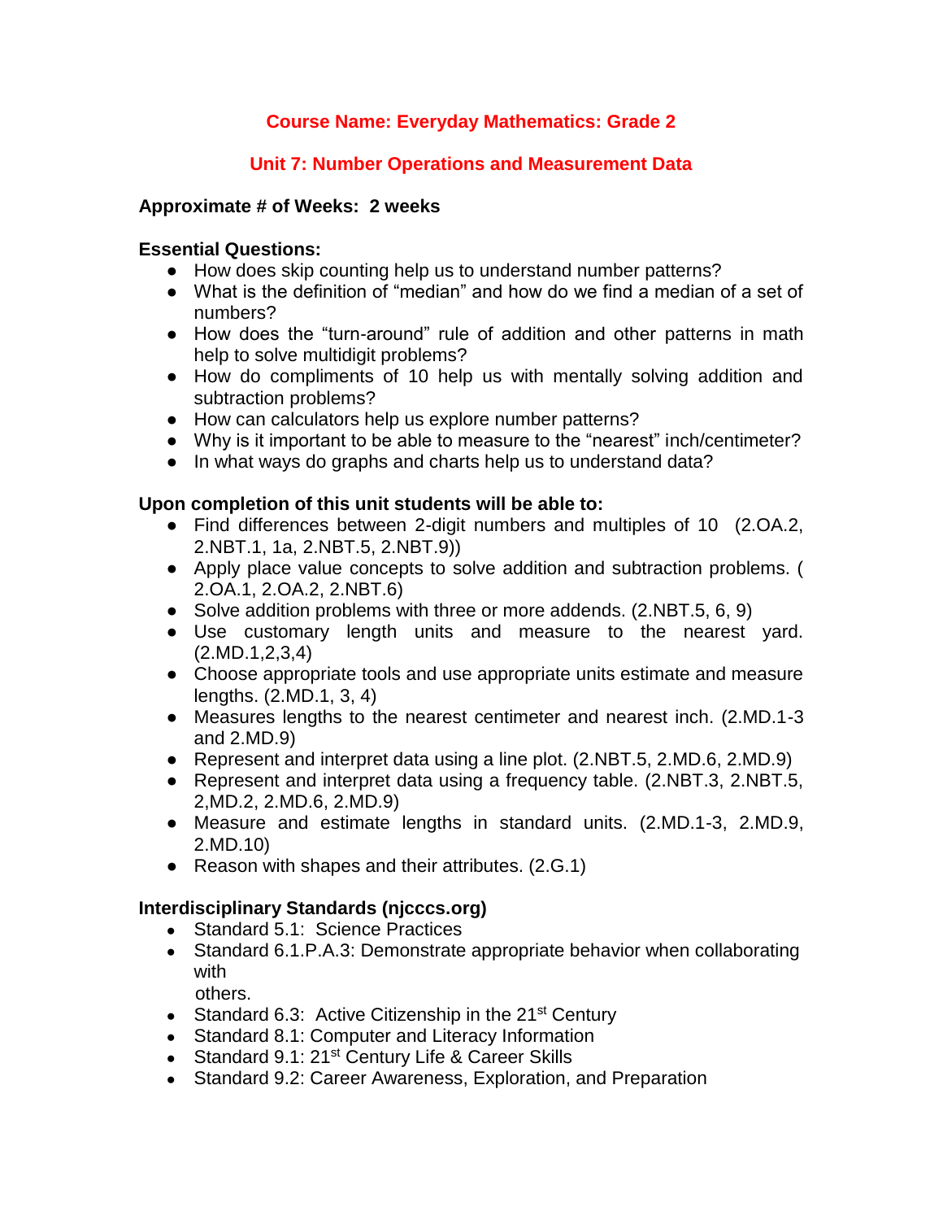# Course Name: Everyday Mathematics: Grade 2

## Unit 7: Number Operations and Measurement Data

**Approximate # of Weeks: 2 weeks**

**Essential Questions:**

- How does skip counting help us to understand number patterns?
- What is the definition of "median" and how do we find a median of a set of numbers?
- How does the "turn-around" rule of addition and other patterns in math help to solve multidigit problems?
- How do compliments of 10 help us with mentally solving addition and subtraction problems?
- How can calculators help us explore number patterns?
- Why is it important to be able to measure to the "nearest" inch/centimeter?
- In what ways do graphs and charts help us to understand data?

**Upon completion of this unit students will be able to:**

- Find differences between 2-digit numbers and multiples of 10 (2.OA.2, 2.NBT.1, 1a, 2.NBT.5, 2.NBT.9))
- Apply place value concepts to solve addition and subtraction problems. ( 2.OA.1, 2.OA.2, 2.NBT.6)
- Solve addition problems with three or more addends. (2.NBT.5, 6, 9)
- Use customary length units and measure to the nearest yard. (2.MD.1,2,3,4)
- Choose appropriate tools and use appropriate units estimate and measure lengths. (2.MD.1, 3, 4)
- Measures lengths to the nearest centimeter and nearest inch. (2.MD.1-3 and 2.MD.9)
- Represent and interpret data using a line plot. (2.NBT.5, 2.MD.6, 2.MD.9)
- Represent and interpret data using a frequency table. (2.NBT.3, 2.NBT.5, 2,MD.2, 2.MD.6, 2.MD.9)
- Measure and estimate lengths in standard units. (2.MD.1-3, 2.MD.9, 2.MD.10)
- Reason with shapes and their attributes. (2.G.1)

**Interdisciplinary Standards (njcccs.org)**

- Standard 5.1: Science Practices
- Standard 6.1.P.A.3: Demonstrate appropriate behavior when collaborating with others.
- Standard 6.3: Active Citizenship in the 21st Century
- Standard 8.1: Computer and Literacy Information
- Standard 9.1: 21st Century Life & Career Skills
- Standard 9.2: Career Awareness, Exploration, and Preparation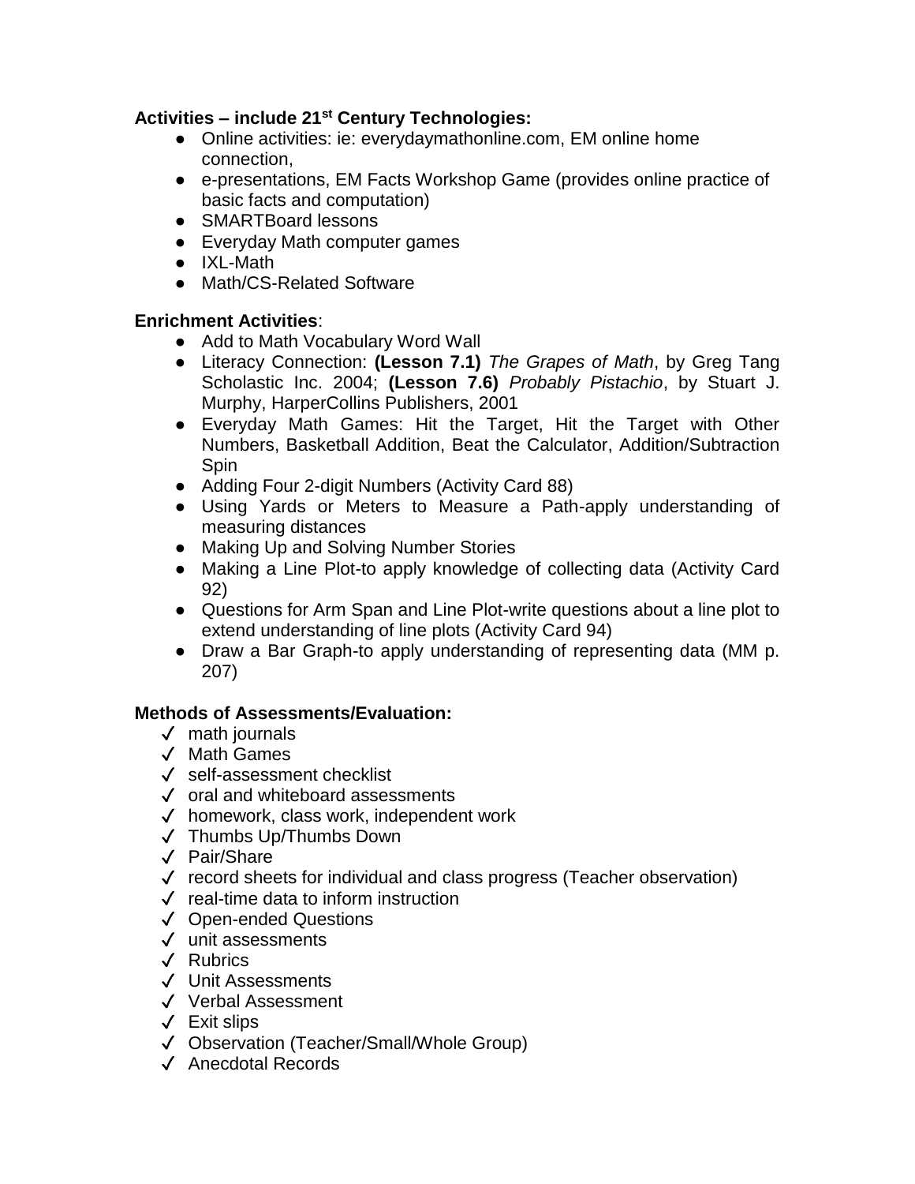**Activities – include 21st Century Technologies:**

- Online activities: ie: everydaymathonline.com, EM online home connection,
- e-presentations, EM Facts Workshop Game (provides online practice of basic facts and computation)
- SMARTBoard lessons
- Everyday Math computer games
- IXL-Math
- Math/CS-Related Software

**Enrichment Activities**:

- Add to Math Vocabulary Word Wall
- Literacy Connection: **(Lesson 7.1)** *The Grapes of Math*, by Greg Tang Scholastic Inc. 2004; **(Lesson 7.6)** *Probably Pistachio*, by Stuart J. Murphy, HarperCollins Publishers, 2001
- Everyday Math Games: Hit the Target, Hit the Target with Other Numbers, Basketball Addition, Beat the Calculator, Addition/Subtraction Spin
- Adding Four 2-digit Numbers (Activity Card 88)
- Using Yards or Meters to Measure a Path-apply understanding of measuring distances
- Making Up and Solving Number Stories
- Making a Line Plot-to apply knowledge of collecting data (Activity Card 92)
- Questions for Arm Span and Line Plot-write questions about a line plot to extend understanding of line plots (Activity Card 94)
- Draw a Bar Graph-to apply understanding of representing data (MM p. 207)

**Methods of Assessments/Evaluation:**

- ✓ math journals
- ✓ Math Games
- ✓ self-assessment checklist
- ✓ oral and whiteboard assessments
- ✓ homework, class work, independent work
- ✓ Thumbs Up/Thumbs Down
- ✓ Pair/Share
- ✓ record sheets for individual and class progress (Teacher observation)
- ✓ real-time data to inform instruction
- ✓ Open-ended Questions
- ✓ unit assessments
- ✓ Rubrics
- ✓ Unit Assessments
- ✓ Verbal Assessment
- ✓ Exit slips
- ✓ Observation (Teacher/Small/Whole Group)
- ✓ Anecdotal Records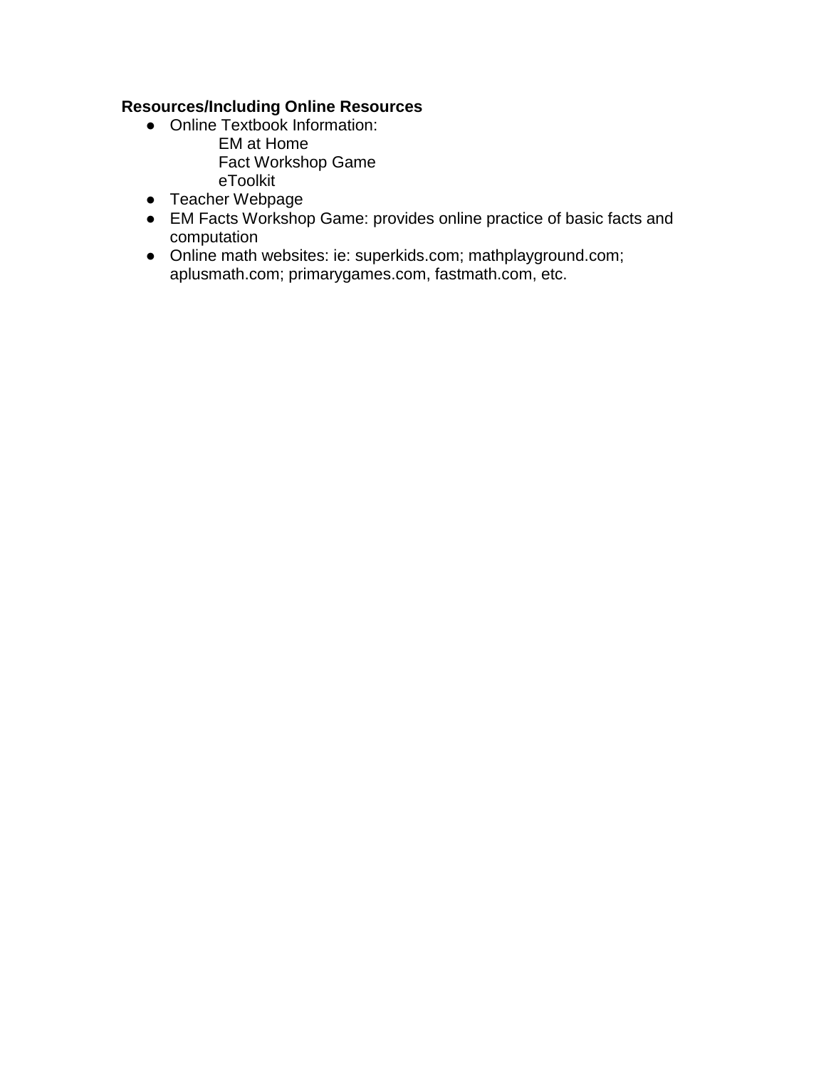**Resources/Including Online Resources**

- Online Textbook Information:
  - EM at Home
  - Fact Workshop Game
  - eToolkit
- Teacher Webpage
- EM Facts Workshop Game: provides online practice of basic facts and computation
- Online math websites: ie: superkids.com; mathplayground.com; aplusmath.com; primarygames.com, fastmath.com, etc.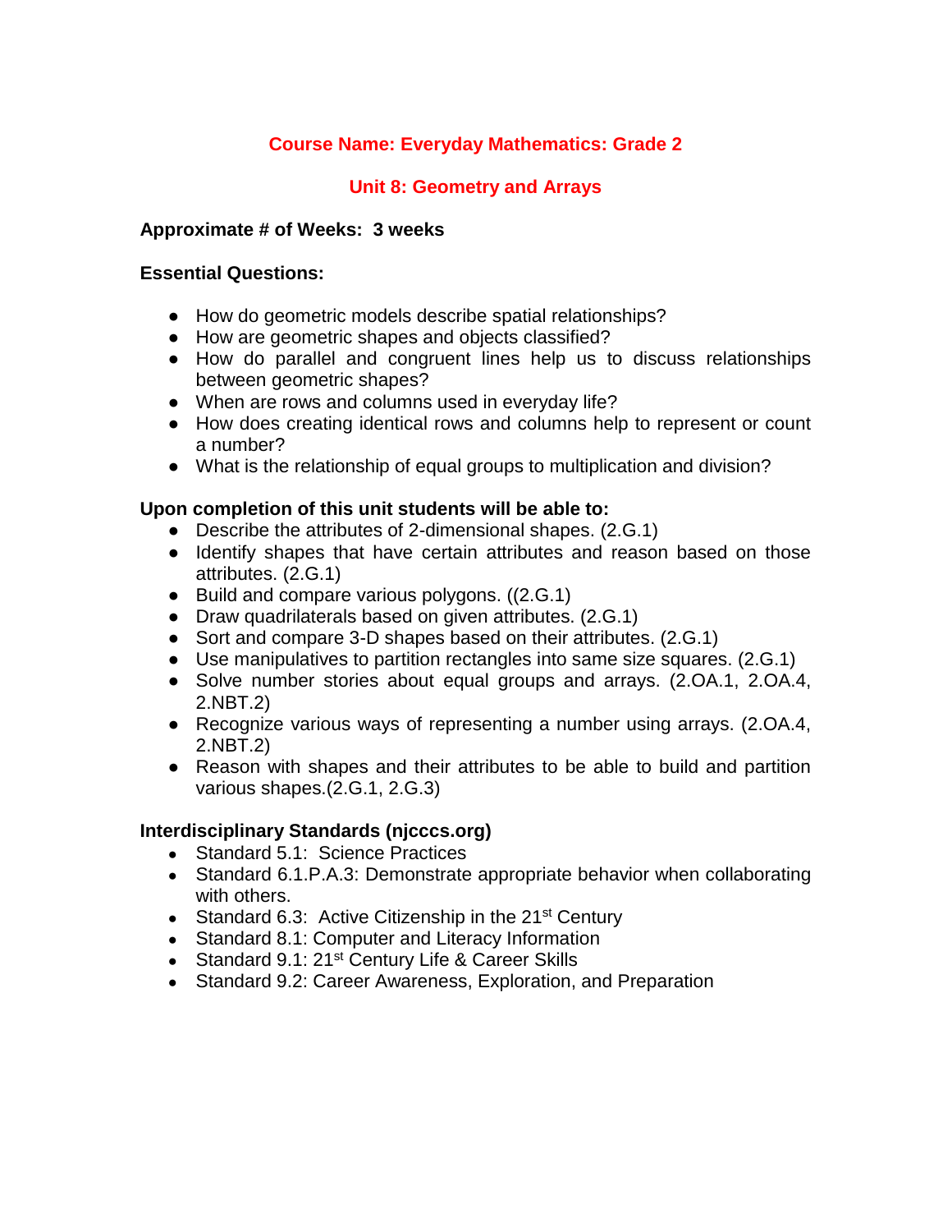## Course Name: Everyday Mathematics: Grade 2

## Unit 8: Geometry and Arrays

**Approximate # of Weeks: 3 weeks**

**Essential Questions:**

- How do geometric models describe spatial relationships?
- How are geometric shapes and objects classified?
- How do parallel and congruent lines help us to discuss relationships between geometric shapes?
- When are rows and columns used in everyday life?
- How does creating identical rows and columns help to represent or count a number?
- What is the relationship of equal groups to multiplication and division?

**Upon completion of this unit students will be able to:**

- Describe the attributes of 2-dimensional shapes. (2.G.1)
- Identify shapes that have certain attributes and reason based on those attributes. (2.G.1)
- Build and compare various polygons. ((2.G.1)
- Draw quadrilaterals based on given attributes. (2.G.1)
- Sort and compare 3-D shapes based on their attributes. (2.G.1)
- Use manipulatives to partition rectangles into same size squares. (2.G.1)
- Solve number stories about equal groups and arrays. (2.OA.1, 2.OA.4, 2.NBT.2)
- Recognize various ways of representing a number using arrays. (2.OA.4, 2.NBT.2)
- Reason with shapes and their attributes to be able to build and partition various shapes.(2.G.1, 2.G.3)

**Interdisciplinary Standards (njcccs.org)**

- Standard 5.1: Science Practices
- Standard 6.1.P.A.3: Demonstrate appropriate behavior when collaborating with others.
- Standard 6.3: Active Citizenship in the 21st Century
- Standard 8.1: Computer and Literacy Information
- Standard 9.1: 21st Century Life & Career Skills
- Standard 9.2: Career Awareness, Exploration, and Preparation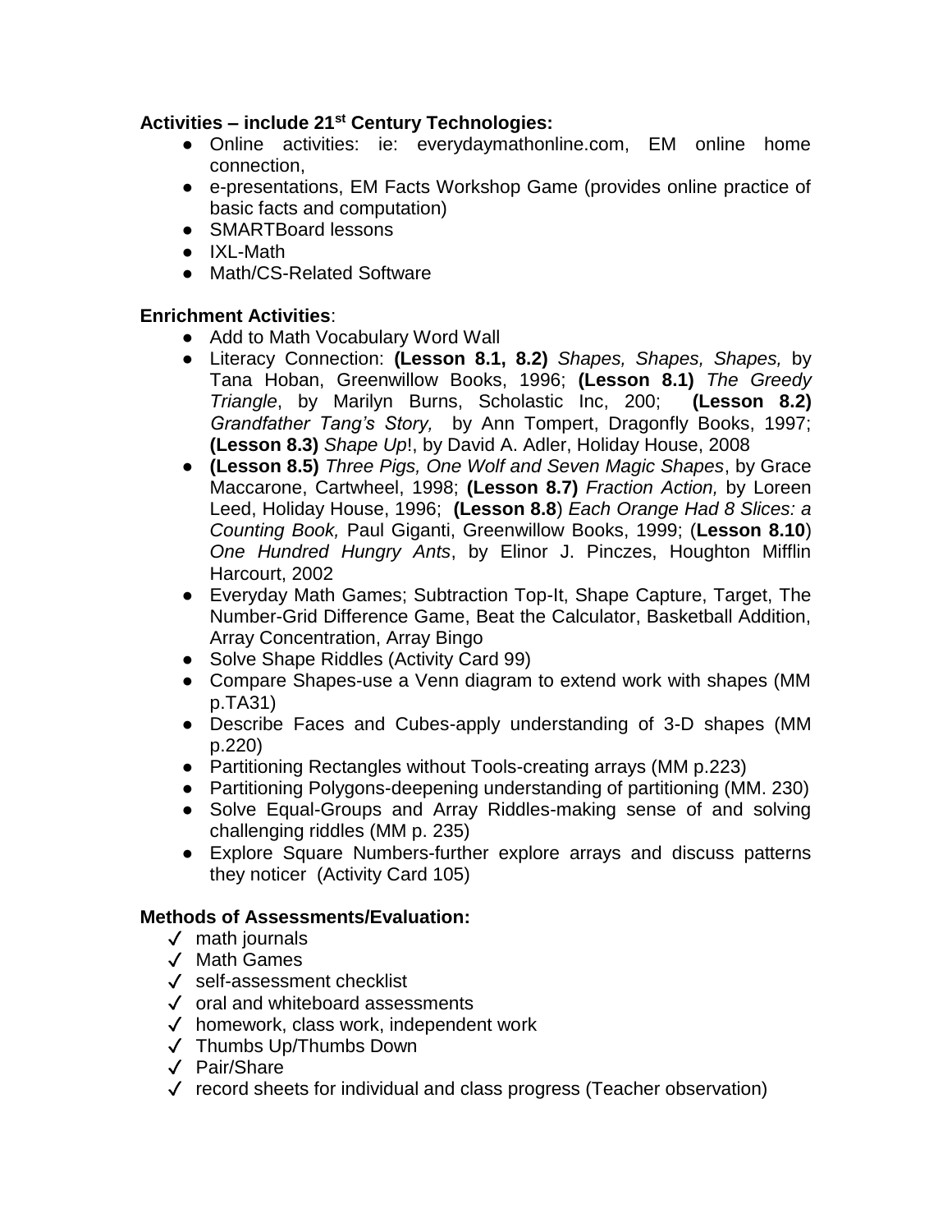**Activities – include 21st Century Technologies:**

- Online activities: ie: everydaymathonline.com, EM online home connection,
- e-presentations, EM Facts Workshop Game (provides online practice of basic facts and computation)
- SMARTBoard lessons
- IXL-Math
- Math/CS-Related Software

**Enrichment Activities**:

- Add to Math Vocabulary Word Wall
- Literacy Connection: **(Lesson 8.1, 8.2)** *Shapes, Shapes, Shapes,* by Tana Hoban, Greenwillow Books, 1996; **(Lesson 8.1)** *The Greedy Triangle*, by Marilyn Burns, Scholastic Inc, 200; **(Lesson 8.2)** *Grandfather Tang's Story,* by Ann Tompert, Dragonfly Books, 1997; **(Lesson 8.3)** *Shape Up*!, by David A. Adler, Holiday House, 2008
- **(Lesson 8.5)** *Three Pigs, One Wolf and Seven Magic Shapes*, by Grace Maccarone, Cartwheel, 1998; **(Lesson 8.7)** *Fraction Action,* by Loreen Leed, Holiday House, 1996; **(Lesson 8.8**) *Each Orange Had 8 Slices: a Counting Book,* Paul Giganti, Greenwillow Books, 1999; (**Lesson 8.10**) *One Hundred Hungry Ants*, by Elinor J. Pinczes, Houghton Mifflin Harcourt, 2002
- Everyday Math Games; Subtraction Top-It, Shape Capture, Target, The Number-Grid Difference Game, Beat the Calculator, Basketball Addition, Array Concentration, Array Bingo
- Solve Shape Riddles (Activity Card 99)
- Compare Shapes-use a Venn diagram to extend work with shapes (MM p.TA31)
- Describe Faces and Cubes-apply understanding of 3-D shapes (MM p.220)
- Partitioning Rectangles without Tools-creating arrays (MM p.223)
- Partitioning Polygons-deepening understanding of partitioning (MM. 230)
- Solve Equal-Groups and Array Riddles-making sense of and solving challenging riddles (MM p. 235)
- Explore Square Numbers-further explore arrays and discuss patterns they noticer (Activity Card 105)

**Methods of Assessments/Evaluation:**

- ✓ math journals
- ✓ Math Games
- ✓ self-assessment checklist
- ✓ oral and whiteboard assessments
- ✓ homework, class work, independent work
- ✓ Thumbs Up/Thumbs Down
- ✓ Pair/Share
- ✓ record sheets for individual and class progress (Teacher observation)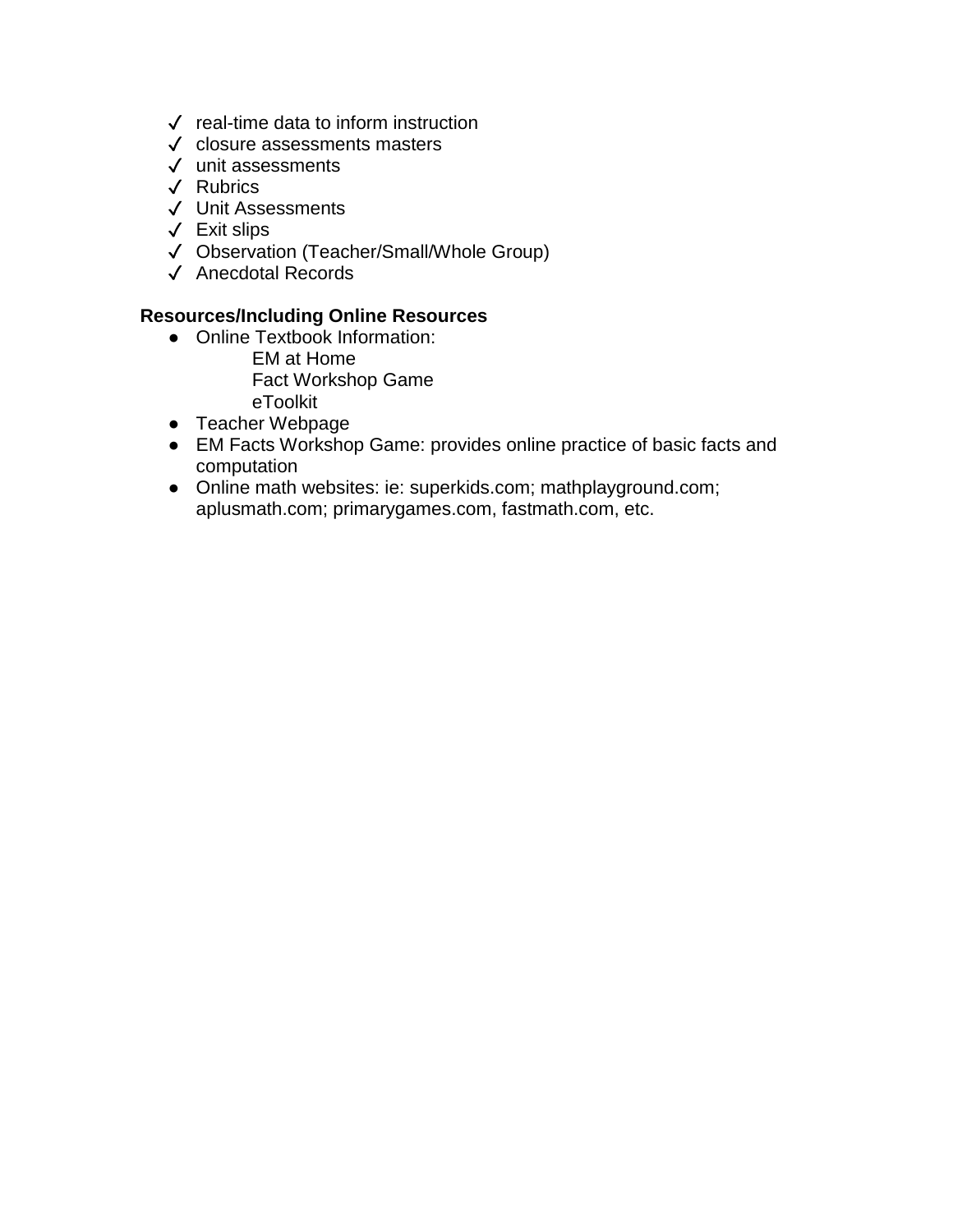- ✓ real-time data to inform instruction
- ✓ closure assessments masters
- ✓ unit assessments
- ✓ Rubrics
- ✓ Unit Assessments
- ✓ Exit slips
- ✓ Observation (Teacher/Small/Whole Group)
- ✓ Anecdotal Records

**Resources/Including Online Resources**

- Online Textbook Information:
    - EM at Home
    - Fact Workshop Game
    - eToolkit
- Teacher Webpage
- EM Facts Workshop Game: provides online practice of basic facts and computation
- Online math websites: ie: superkids.com; mathplayground.com; aplusmath.com; primarygames.com, fastmath.com, etc.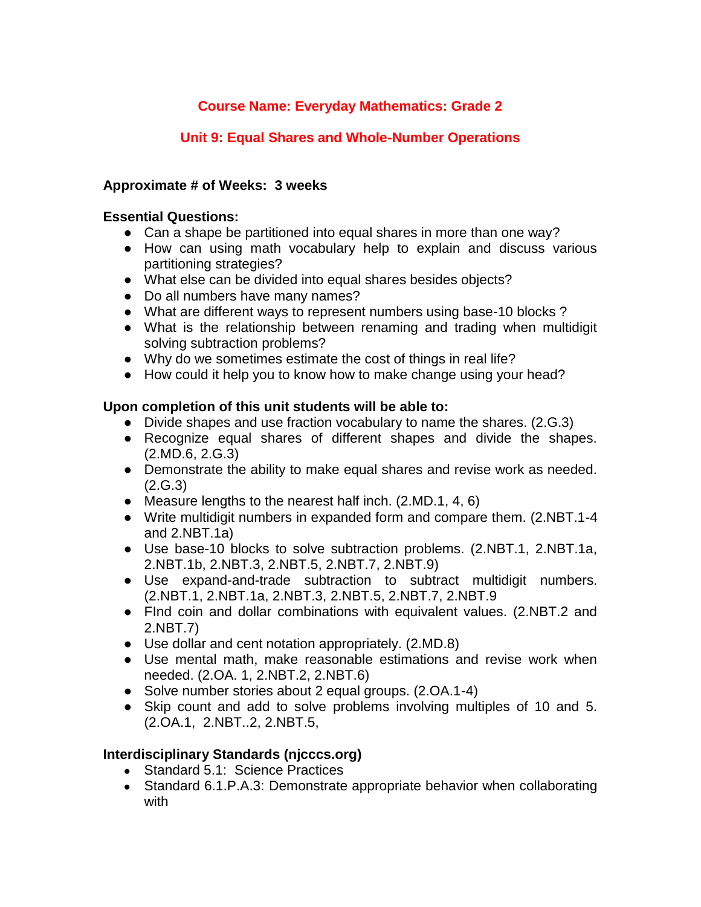## Course Name: Everyday Mathematics: Grade 2

## Unit 9: Equal Shares and Whole-Number Operations

**Approximate # of Weeks: 3 weeks**

**Essential Questions:**

- Can a shape be partitioned into equal shares in more than one way?
- How can using math vocabulary help to explain and discuss various partitioning strategies?
- What else can be divided into equal shares besides objects?
- Do all numbers have many names?
- What are different ways to represent numbers using base-10 blocks ?
- What is the relationship between renaming and trading when multidigit solving subtraction problems?
- Why do we sometimes estimate the cost of things in real life?
- How could it help you to know how to make change using your head?

**Upon completion of this unit students will be able to:**

- Divide shapes and use fraction vocabulary to name the shares. (2.G.3)
- Recognize equal shares of different shapes and divide the shapes. (2.MD.6, 2.G.3)
- Demonstrate the ability to make equal shares and revise work as needed. (2.G.3)
- Measure lengths to the nearest half inch. (2.MD.1, 4, 6)
- Write multidigit numbers in expanded form and compare them. (2.NBT.1-4 and 2.NBT.1a)
- Use base-10 blocks to solve subtraction problems. (2.NBT.1, 2.NBT.1a, 2.NBT.1b, 2.NBT.3, 2.NBT.5, 2.NBT.7, 2.NBT.9)
- Use expand-and-trade subtraction to subtract multidigit numbers. (2.NBT.1, 2.NBT.1a, 2.NBT.3, 2.NBT.5, 2.NBT.7, 2.NBT.9
- FInd coin and dollar combinations with equivalent values. (2.NBT.2 and 2.NBT.7)
- Use dollar and cent notation appropriately. (2.MD.8)
- Use mental math, make reasonable estimations and revise work when needed. (2.OA. 1, 2.NBT.2, 2.NBT.6)
- Solve number stories about 2 equal groups. (2.OA.1-4)
- Skip count and add to solve problems involving multiples of 10 and 5. (2.OA.1, 2.NBT..2, 2.NBT.5,

**Interdisciplinary Standards (njcccs.org)**

- Standard 5.1: Science Practices
- Standard 6.1.P.A.3: Demonstrate appropriate behavior when collaborating with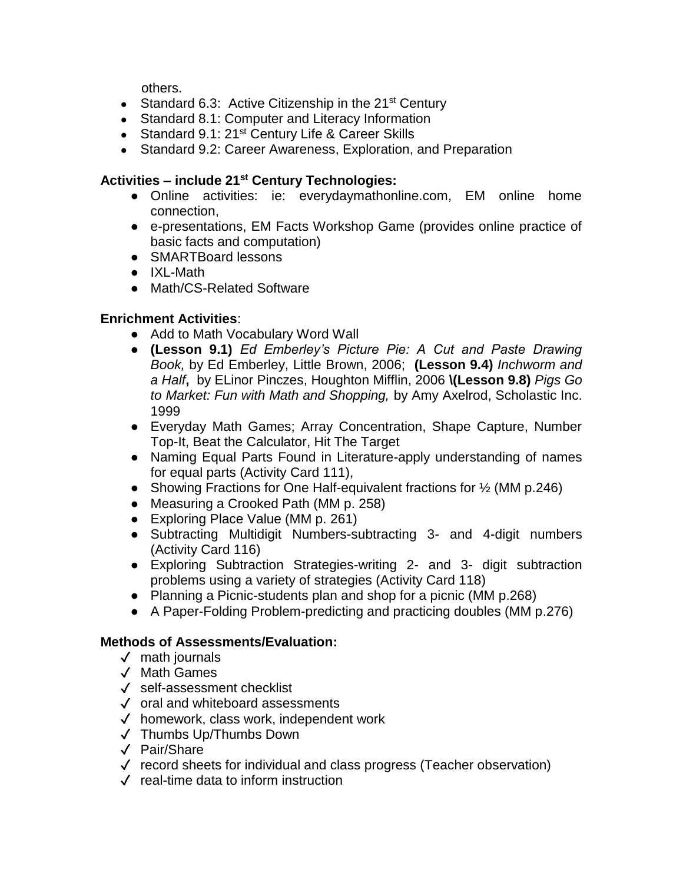others.

- Standard 6.3: Active Citizenship in the 21st Century
- Standard 8.1: Computer and Literacy Information
- Standard 9.1: 21st Century Life & Career Skills
- Standard 9.2: Career Awareness, Exploration, and Preparation

**Activities – include 21st Century Technologies:**

- Online activities: ie: everydaymathonline.com, EM online home connection,
- e-presentations, EM Facts Workshop Game (provides online practice of basic facts and computation)
- SMARTBoard lessons
- IXL-Math
- Math/CS-Related Software

**Enrichment Activities**:

- Add to Math Vocabulary Word Wall
- **(Lesson 9.1)** *Ed Emberley's Picture Pie: A Cut and Paste Drawing Book,* by Ed Emberley, Little Brown, 2006; **(Lesson 9.4)** *Inchworm and a Half***,** by ELinor Pinczes, Houghton Mifflin, 2006 **\(Lesson 9.8)** *Pigs Go to Market: Fun with Math and Shopping,* by Amy Axelrod, Scholastic Inc. 1999
- Everyday Math Games; Array Concentration, Shape Capture, Number Top-It, Beat the Calculator, Hit The Target
- Naming Equal Parts Found in Literature-apply understanding of names for equal parts (Activity Card 111),
- Showing Fractions for One Half-equivalent fractions for ½ (MM p.246)
- Measuring a Crooked Path (MM p. 258)
- Exploring Place Value (MM p. 261)
- Subtracting Multidigit Numbers-subtracting 3- and 4-digit numbers (Activity Card 116)
- Exploring Subtraction Strategies-writing 2- and 3- digit subtraction problems using a variety of strategies (Activity Card 118)
- Planning a Picnic-students plan and shop for a picnic (MM p.268)
- A Paper-Folding Problem-predicting and practicing doubles (MM p.276)

**Methods of Assessments/Evaluation:**

- ✓ math journals
- ✓ Math Games
- ✓ self-assessment checklist
- ✓ oral and whiteboard assessments
- ✓ homework, class work, independent work
- ✓ Thumbs Up/Thumbs Down
- ✓ Pair/Share
- ✓ record sheets for individual and class progress (Teacher observation)
- ✓ real-time data to inform instruction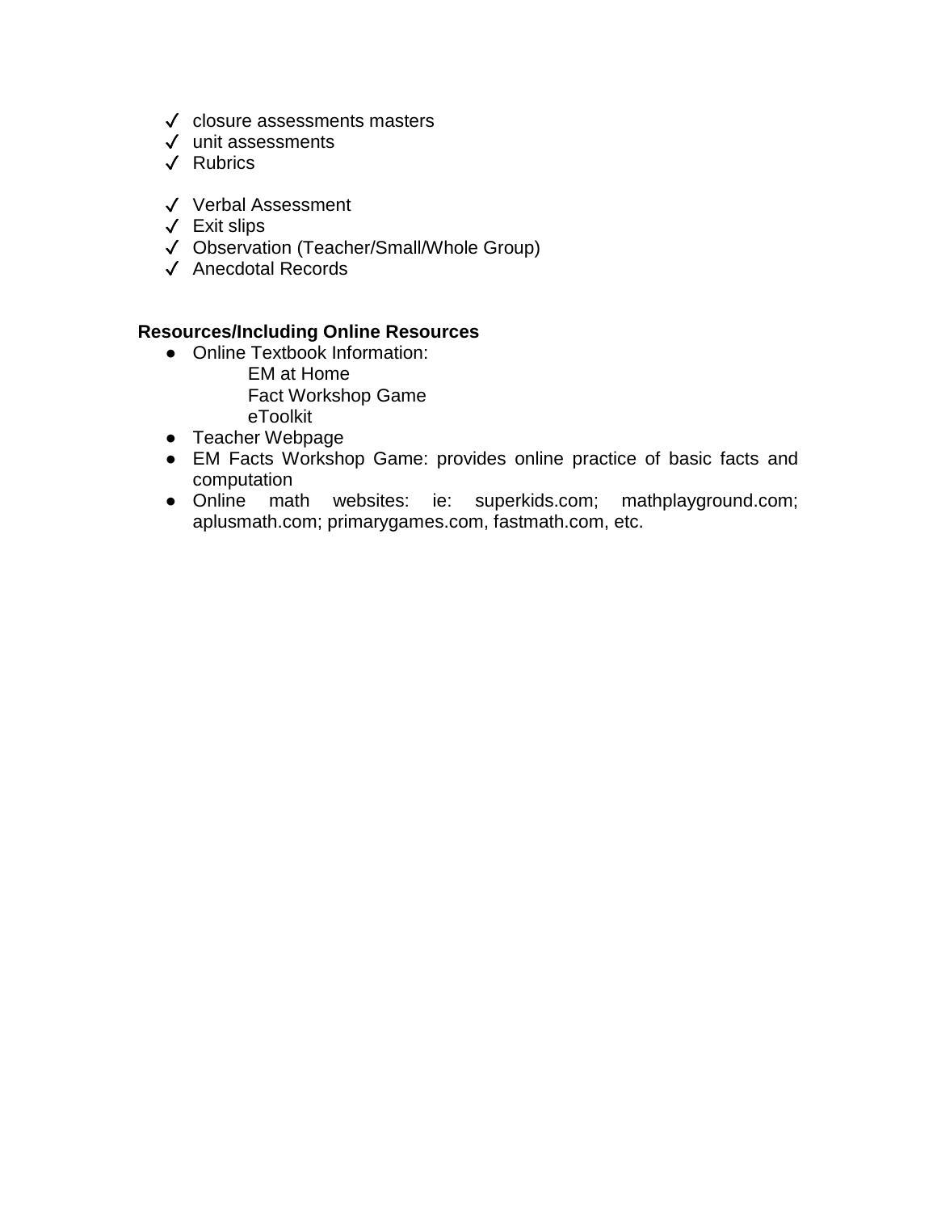- ✓ closure assessments masters
- ✓ unit assessments
- ✓ Rubrics

- ✓ Verbal Assessment
- ✓ Exit slips
- ✓ Observation (Teacher/Small/Whole Group)
- ✓ Anecdotal Records

**Resources/Including Online Resources**

- Online Textbook Information:
  - EM at Home
  - Fact Workshop Game
  - eToolkit
- Teacher Webpage
- EM Facts Workshop Game: provides online practice of basic facts and computation
- Online math websites: ie: superkids.com; mathplayground.com; aplusmath.com; primarygames.com, fastmath.com, etc.